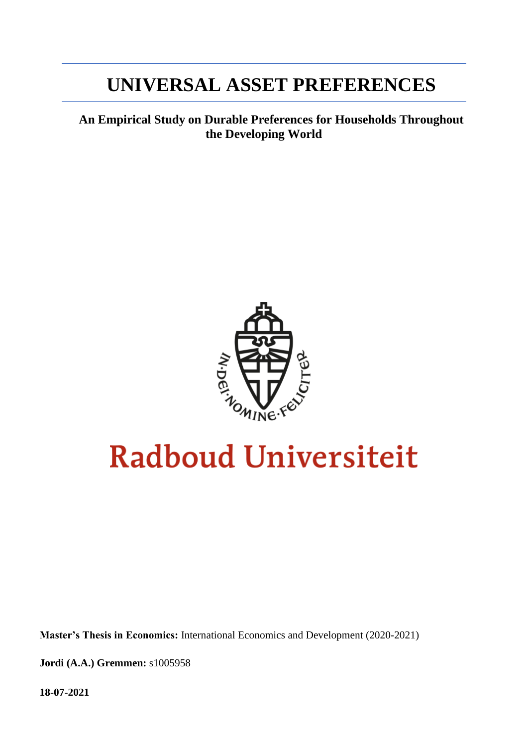# UNIVERSAL ASSET PREFERENCES

**An Empirical Study on Durable Preferences for Households Throughout the Developing World**

IN·DEI·NOMINE·FELICITER

Radboud Universiteit

**Master's Thesis in Economics:** International Economics and Development (2020-2021)

**Jordi (A.A.) Gremmen:** s1005958

**18-07-2021**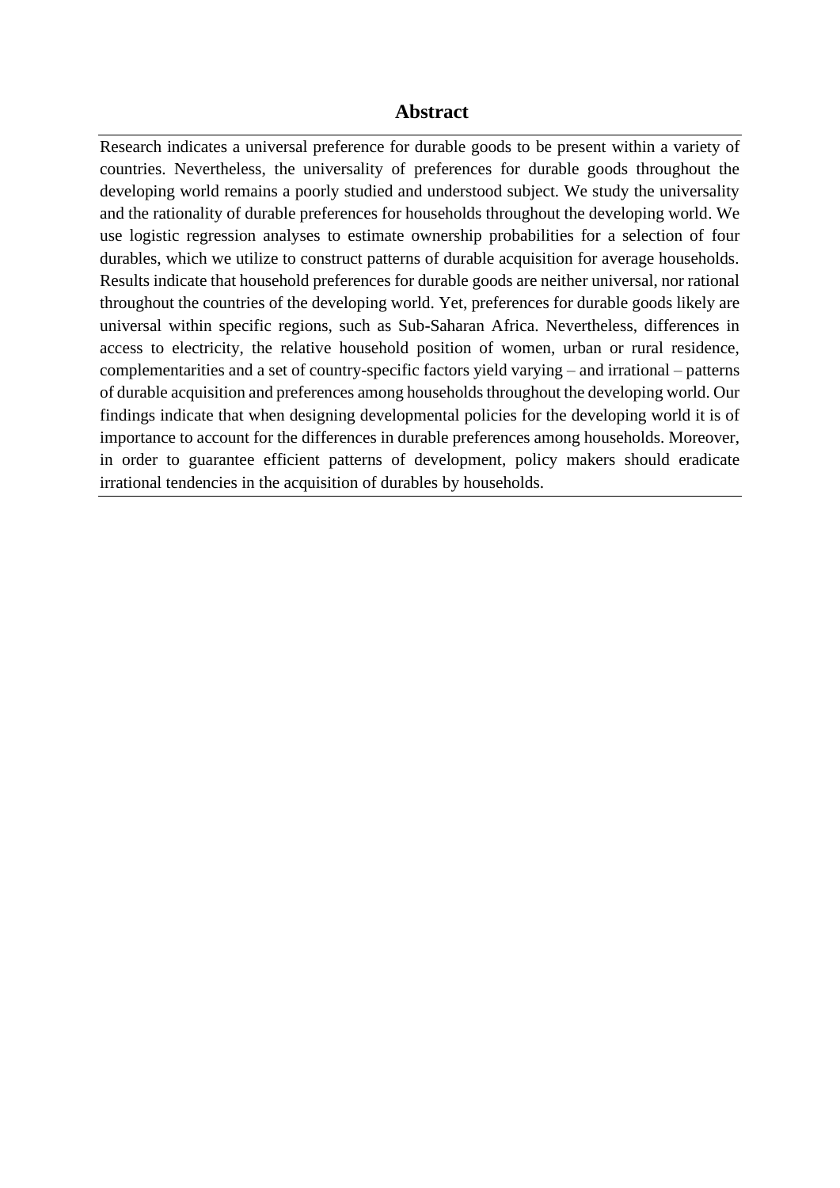## Abstract

Research indicates a universal preference for durable goods to be present within a variety of countries. Nevertheless, the universality of preferences for durable goods throughout the developing world remains a poorly studied and understood subject. We study the universality and the rationality of durable preferences for households throughout the developing world. We use logistic regression analyses to estimate ownership probabilities for a selection of four durables, which we utilize to construct patterns of durable acquisition for average households. Results indicate that household preferences for durable goods are neither universal, nor rational throughout the countries of the developing world. Yet, preferences for durable goods likely are universal within specific regions, such as Sub-Saharan Africa. Nevertheless, differences in access to electricity, the relative household position of women, urban or rural residence, complementarities and a set of country-specific factors yield varying – and irrational – patterns of durable acquisition and preferences among households throughout the developing world. Our findings indicate that when designing developmental policies for the developing world it is of importance to account for the differences in durable preferences among households. Moreover, in order to guarantee efficient patterns of development, policy makers should eradicate irrational tendencies in the acquisition of durables by households.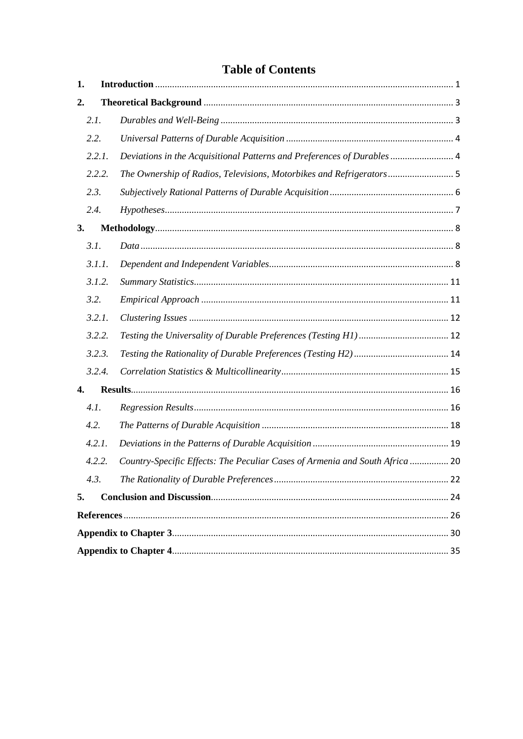# Table of Contents

| | | |
|---|---|---|
| **1.** | **Introduction** | 1 |
| **2.** | **Theoretical Background** | 3 |
| *2.1.* | *Durables and Well-Being* | 3 |
| *2.2.* | *Universal Patterns of Durable Acquisition* | 4 |
| *2.2.1.* | *Deviations in the Acquisitional Patterns and Preferences of Durables* | 4 |
| *2.2.2.* | *The Ownership of Radios, Televisions, Motorbikes and Refrigerators* | 5 |
| *2.3.* | *Subjectively Rational Patterns of Durable Acquisition* | 6 |
| *2.4.* | *Hypotheses* | 7 |
| **3.** | **Methodology** | 8 |
| *3.1.* | *Data* | 8 |
| *3.1.1.* | *Dependent and Independent Variables* | 8 |
| *3.1.2.* | *Summary Statistics* | 11 |
| *3.2.* | *Empirical Approach* | 11 |
| *3.2.1.* | *Clustering Issues* | 12 |
| *3.2.2.* | *Testing the Universality of Durable Preferences (Testing H1)* | 12 |
| *3.2.3.* | *Testing the Rationality of Durable Preferences (Testing H2)* | 14 |
| *3.2.4.* | *Correlation Statistics & Multicollinearity* | 15 |
| **4.** | **Results** | 16 |
| *4.1.* | *Regression Results* | 16 |
| *4.2.* | *The Patterns of Durable Acquisition* | 18 |
| *4.2.1.* | *Deviations in the Patterns of Durable Acquisition* | 19 |
| *4.2.2.* | *Country-Specific Effects: The Peculiar Cases of Armenia and South Africa* | 20 |
| *4.3.* | *The Rationality of Durable Preferences* | 22 |
| **5.** | **Conclusion and Discussion** | 24 |
| **References** | | 26 |
| **Appendix to Chapter 3** | | 30 |
| **Appendix to Chapter 4** | | 35 |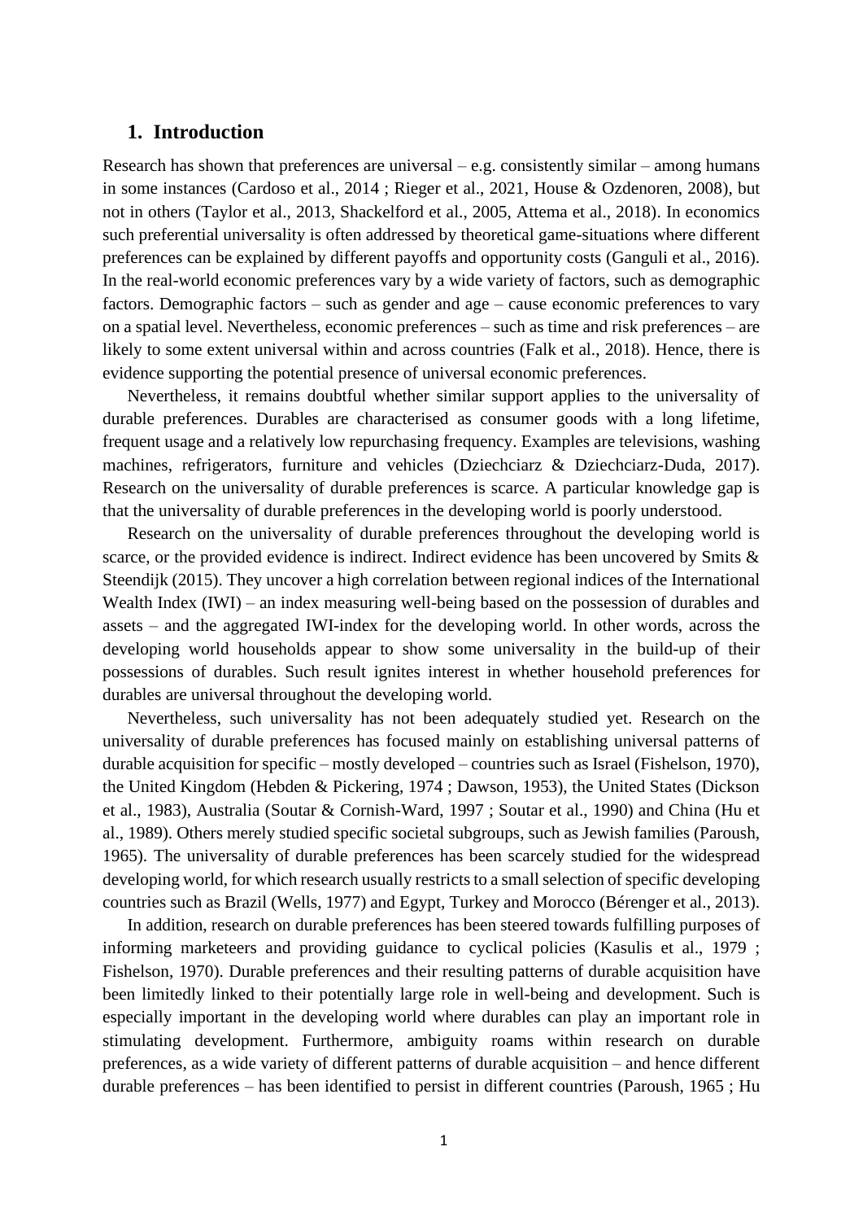## 1. Introduction

Research has shown that preferences are universal – e.g. consistently similar – among humans in some instances (Cardoso et al., 2014 ; Rieger et al., 2021, House & Ozdenoren, 2008), but not in others (Taylor et al., 2013, Shackelford et al., 2005, Attema et al., 2018). In economics such preferential universality is often addressed by theoretical game-situations where different preferences can be explained by different payoffs and opportunity costs (Ganguli et al., 2016). In the real-world economic preferences vary by a wide variety of factors, such as demographic factors. Demographic factors – such as gender and age – cause economic preferences to vary on a spatial level. Nevertheless, economic preferences – such as time and risk preferences – are likely to some extent universal within and across countries (Falk et al., 2018). Hence, there is evidence supporting the potential presence of universal economic preferences.

Nevertheless, it remains doubtful whether similar support applies to the universality of durable preferences. Durables are characterised as consumer goods with a long lifetime, frequent usage and a relatively low repurchasing frequency. Examples are televisions, washing machines, refrigerators, furniture and vehicles (Dziechciarz & Dziechciarz-Duda, 2017). Research on the universality of durable preferences is scarce. A particular knowledge gap is that the universality of durable preferences in the developing world is poorly understood.

Research on the universality of durable preferences throughout the developing world is scarce, or the provided evidence is indirect. Indirect evidence has been uncovered by Smits & Steendijk (2015). They uncover a high correlation between regional indices of the International Wealth Index (IWI) – an index measuring well-being based on the possession of durables and assets – and the aggregated IWI-index for the developing world. In other words, across the developing world households appear to show some universality in the build-up of their possessions of durables. Such result ignites interest in whether household preferences for durables are universal throughout the developing world.

Nevertheless, such universality has not been adequately studied yet. Research on the universality of durable preferences has focused mainly on establishing universal patterns of durable acquisition for specific – mostly developed – countries such as Israel (Fishelson, 1970), the United Kingdom (Hebden & Pickering, 1974 ; Dawson, 1953), the United States (Dickson et al., 1983), Australia (Soutar & Cornish-Ward, 1997 ; Soutar et al., 1990) and China (Hu et al., 1989). Others merely studied specific societal subgroups, such as Jewish families (Paroush, 1965). The universality of durable preferences has been scarcely studied for the widespread developing world, for which research usually restricts to a small selection of specific developing countries such as Brazil (Wells, 1977) and Egypt, Turkey and Morocco (Bérenger et al., 2013).

In addition, research on durable preferences has been steered towards fulfilling purposes of informing marketeers and providing guidance to cyclical policies (Kasulis et al., 1979 ; Fishelson, 1970). Durable preferences and their resulting patterns of durable acquisition have been limitedly linked to their potentially large role in well-being and development. Such is especially important in the developing world where durables can play an important role in stimulating development. Furthermore, ambiguity roams within research on durable preferences, as a wide variety of different patterns of durable acquisition – and hence different durable preferences – has been identified to persist in different countries (Paroush, 1965 ; Hu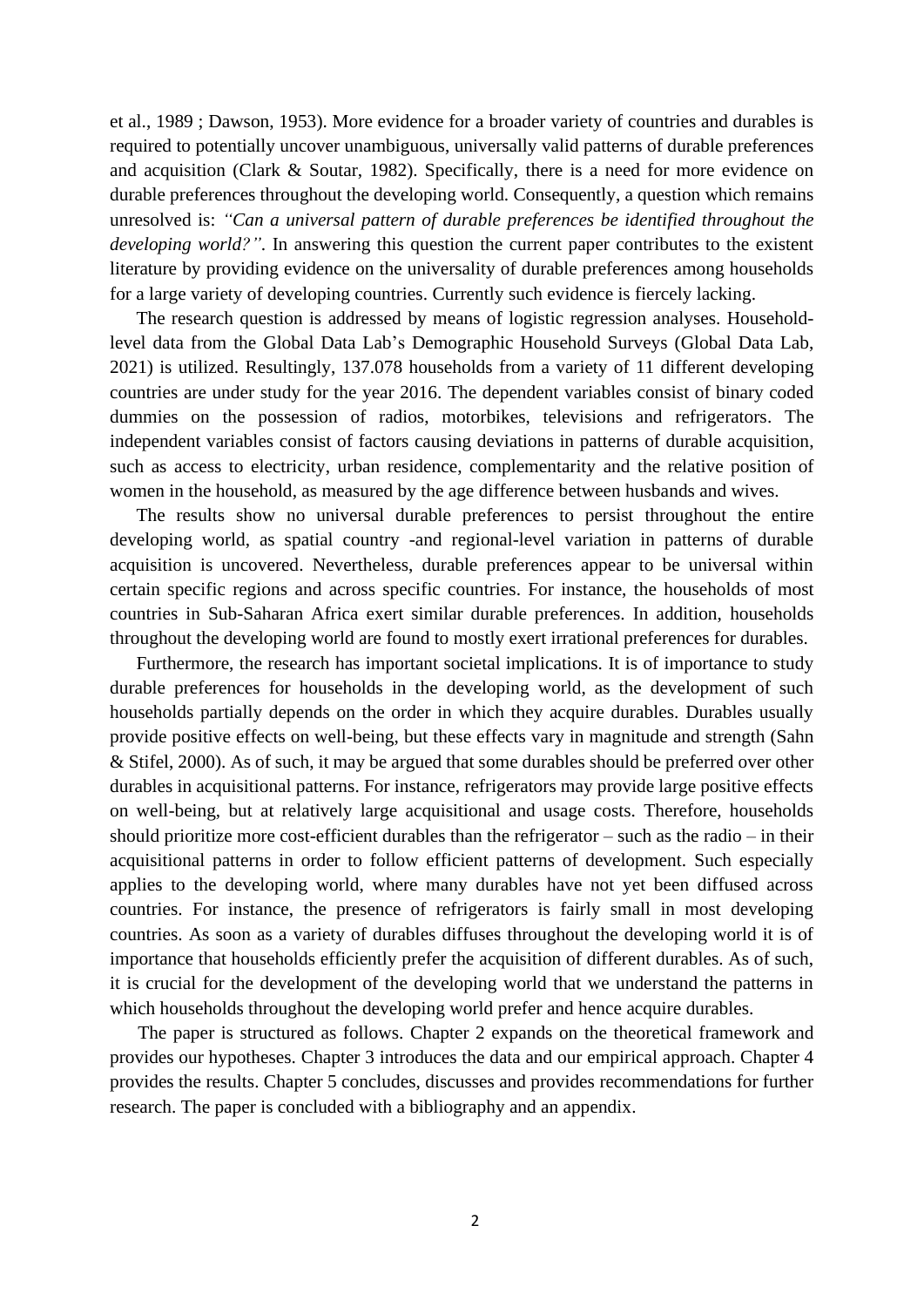et al., 1989 ; Dawson, 1953). More evidence for a broader variety of countries and durables is required to potentially uncover unambiguous, universally valid patterns of durable preferences and acquisition (Clark & Soutar, 1982). Specifically, there is a need for more evidence on durable preferences throughout the developing world. Consequently, a question which remains unresolved is: *"Can a universal pattern of durable preferences be identified throughout the developing world?"*. In answering this question the current paper contributes to the existent literature by providing evidence on the universality of durable preferences among households for a large variety of developing countries. Currently such evidence is fiercely lacking.

The research question is addressed by means of logistic regression analyses. Household-level data from the Global Data Lab's Demographic Household Surveys (Global Data Lab, 2021) is utilized. Resultingly, 137.078 households from a variety of 11 different developing countries are under study for the year 2016. The dependent variables consist of binary coded dummies on the possession of radios, motorbikes, televisions and refrigerators. The independent variables consist of factors causing deviations in patterns of durable acquisition, such as access to electricity, urban residence, complementarity and the relative position of women in the household, as measured by the age difference between husbands and wives.

The results show no universal durable preferences to persist throughout the entire developing world, as spatial country -and regional-level variation in patterns of durable acquisition is uncovered. Nevertheless, durable preferences appear to be universal within certain specific regions and across specific countries. For instance, the households of most countries in Sub-Saharan Africa exert similar durable preferences. In addition, households throughout the developing world are found to mostly exert irrational preferences for durables.

Furthermore, the research has important societal implications. It is of importance to study durable preferences for households in the developing world, as the development of such households partially depends on the order in which they acquire durables. Durables usually provide positive effects on well-being, but these effects vary in magnitude and strength (Sahn & Stifel, 2000). As of such, it may be argued that some durables should be preferred over other durables in acquisitional patterns. For instance, refrigerators may provide large positive effects on well-being, but at relatively large acquisitional and usage costs. Therefore, households should prioritize more cost-efficient durables than the refrigerator – such as the radio – in their acquisitional patterns in order to follow efficient patterns of development. Such especially applies to the developing world, where many durables have not yet been diffused across countries. For instance, the presence of refrigerators is fairly small in most developing countries. As soon as a variety of durables diffuses throughout the developing world it is of importance that households efficiently prefer the acquisition of different durables. As of such, it is crucial for the development of the developing world that we understand the patterns in which households throughout the developing world prefer and hence acquire durables.

The paper is structured as follows. Chapter 2 expands on the theoretical framework and provides our hypotheses. Chapter 3 introduces the data and our empirical approach. Chapter 4 provides the results. Chapter 5 concludes, discusses and provides recommendations for further research. The paper is concluded with a bibliography and an appendix.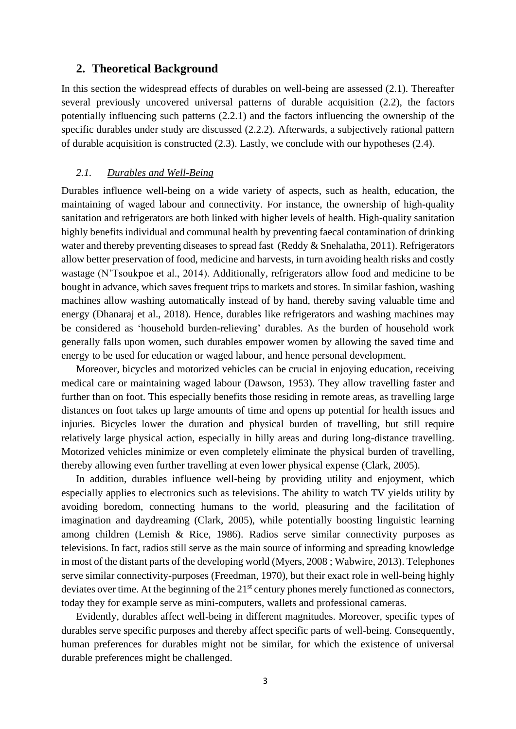## 2. Theoretical Background

In this section the widespread effects of durables on well-being are assessed (2.1). Thereafter several previously uncovered universal patterns of durable acquisition (2.2), the factors potentially influencing such patterns (2.2.1) and the factors influencing the ownership of the specific durables under study are discussed (2.2.2). Afterwards, a subjectively rational pattern of durable acquisition is constructed (2.3). Lastly, we conclude with our hypotheses (2.4).

### *2.1. Durables and Well-Being*

Durables influence well-being on a wide variety of aspects, such as health, education, the maintaining of waged labour and connectivity. For instance, the ownership of high-quality sanitation and refrigerators are both linked with higher levels of health. High-quality sanitation highly benefits individual and communal health by preventing faecal contamination of drinking water and thereby preventing diseases to spread fast (Reddy & Snehalatha, 2011). Refrigerators allow better preservation of food, medicine and harvests, in turn avoiding health risks and costly wastage (N'Tsoukpoe et al., 2014). Additionally, refrigerators allow food and medicine to be bought in advance, which saves frequent trips to markets and stores. In similar fashion, washing machines allow washing automatically instead of by hand, thereby saving valuable time and energy (Dhanaraj et al., 2018). Hence, durables like refrigerators and washing machines may be considered as 'household burden-relieving' durables. As the burden of household work generally falls upon women, such durables empower women by allowing the saved time and energy to be used for education or waged labour, and hence personal development.

Moreover, bicycles and motorized vehicles can be crucial in enjoying education, receiving medical care or maintaining waged labour (Dawson, 1953). They allow travelling faster and further than on foot. This especially benefits those residing in remote areas, as travelling large distances on foot takes up large amounts of time and opens up potential for health issues and injuries. Bicycles lower the duration and physical burden of travelling, but still require relatively large physical action, especially in hilly areas and during long-distance travelling. Motorized vehicles minimize or even completely eliminate the physical burden of travelling, thereby allowing even further travelling at even lower physical expense (Clark, 2005).

In addition, durables influence well-being by providing utility and enjoyment, which especially applies to electronics such as televisions. The ability to watch TV yields utility by avoiding boredom, connecting humans to the world, pleasuring and the facilitation of imagination and daydreaming (Clark, 2005), while potentially boosting linguistic learning among children (Lemish & Rice, 1986). Radios serve similar connectivity purposes as televisions. In fact, radios still serve as the main source of informing and spreading knowledge in most of the distant parts of the developing world (Myers, 2008 ; Wabwire, 2013). Telephones serve similar connectivity-purposes (Freedman, 1970), but their exact role in well-being highly deviates over time. At the beginning of the 21st century phones merely functioned as connectors, today they for example serve as mini-computers, wallets and professional cameras.

Evidently, durables affect well-being in different magnitudes. Moreover, specific types of durables serve specific purposes and thereby affect specific parts of well-being. Consequently, human preferences for durables might not be similar, for which the existence of universal durable preferences might be challenged.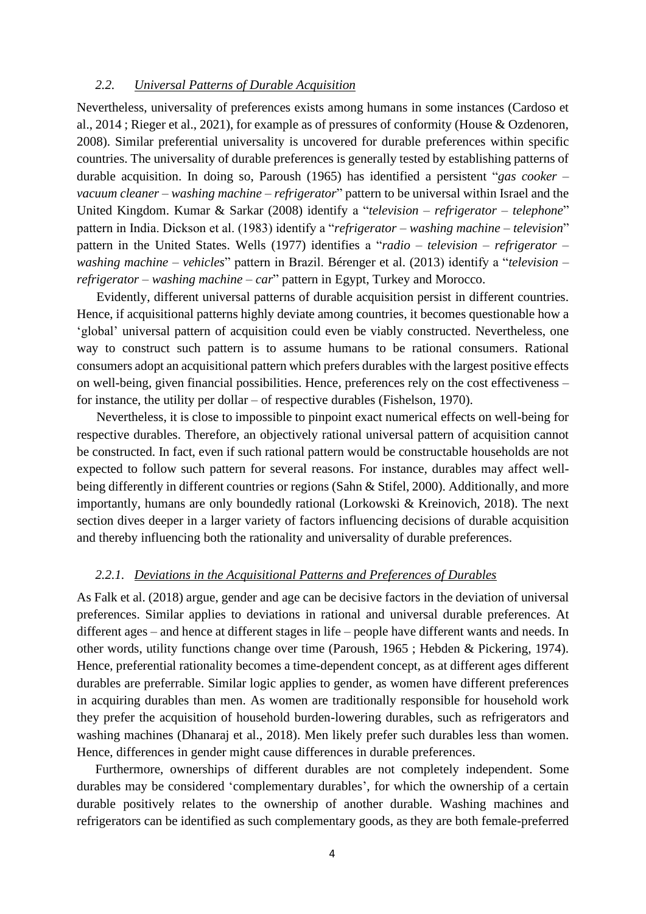### *2.2. Universal Patterns of Durable Acquisition*

Nevertheless, universality of preferences exists among humans in some instances (Cardoso et al., 2014 ; Rieger et al., 2021), for example as of pressures of conformity (House & Ozdenoren, 2008). Similar preferential universality is uncovered for durable preferences within specific countries. The universality of durable preferences is generally tested by establishing patterns of durable acquisition. In doing so, Paroush (1965) has identified a persistent "*gas cooker – vacuum cleaner – washing machine – refrigerator*" pattern to be universal within Israel and the United Kingdom. Kumar & Sarkar (2008) identify a "*television – refrigerator – telephone*" pattern in India. Dickson et al. (1983) identify a "*refrigerator – washing machine – television*" pattern in the United States. Wells (1977) identifies a "*radio – television – refrigerator – washing machine – vehicles*" pattern in Brazil. Bérenger et al. (2013) identify a "*television – refrigerator – washing machine – car*" pattern in Egypt, Turkey and Morocco.

Evidently, different universal patterns of durable acquisition persist in different countries. Hence, if acquisitional patterns highly deviate among countries, it becomes questionable how a 'global' universal pattern of acquisition could even be viably constructed. Nevertheless, one way to construct such pattern is to assume humans to be rational consumers. Rational consumers adopt an acquisitional pattern which prefers durables with the largest positive effects on well-being, given financial possibilities. Hence, preferences rely on the cost effectiveness – for instance, the utility per dollar – of respective durables (Fishelson, 1970).

Nevertheless, it is close to impossible to pinpoint exact numerical effects on well-being for respective durables. Therefore, an objectively rational universal pattern of acquisition cannot be constructed. In fact, even if such rational pattern would be constructable households are not expected to follow such pattern for several reasons. For instance, durables may affect well-being differently in different countries or regions (Sahn & Stifel, 2000). Additionally, and more importantly, humans are only boundedly rational (Lorkowski & Kreinovich, 2018). The next section dives deeper in a larger variety of factors influencing decisions of durable acquisition and thereby influencing both the rationality and universality of durable preferences.

#### *2.2.1. Deviations in the Acquisitional Patterns and Preferences of Durables*

As Falk et al. (2018) argue, gender and age can be decisive factors in the deviation of universal preferences. Similar applies to deviations in rational and universal durable preferences. At different ages – and hence at different stages in life – people have different wants and needs. In other words, utility functions change over time (Paroush, 1965 ; Hebden & Pickering, 1974). Hence, preferential rationality becomes a time-dependent concept, as at different ages different durables are preferrable. Similar logic applies to gender, as women have different preferences in acquiring durables than men. As women are traditionally responsible for household work they prefer the acquisition of household burden-lowering durables, such as refrigerators and washing machines (Dhanaraj et al., 2018). Men likely prefer such durables less than women. Hence, differences in gender might cause differences in durable preferences.

Furthermore, ownerships of different durables are not completely independent. Some durables may be considered 'complementary durables', for which the ownership of a certain durable positively relates to the ownership of another durable. Washing machines and refrigerators can be identified as such complementary goods, as they are both female-preferred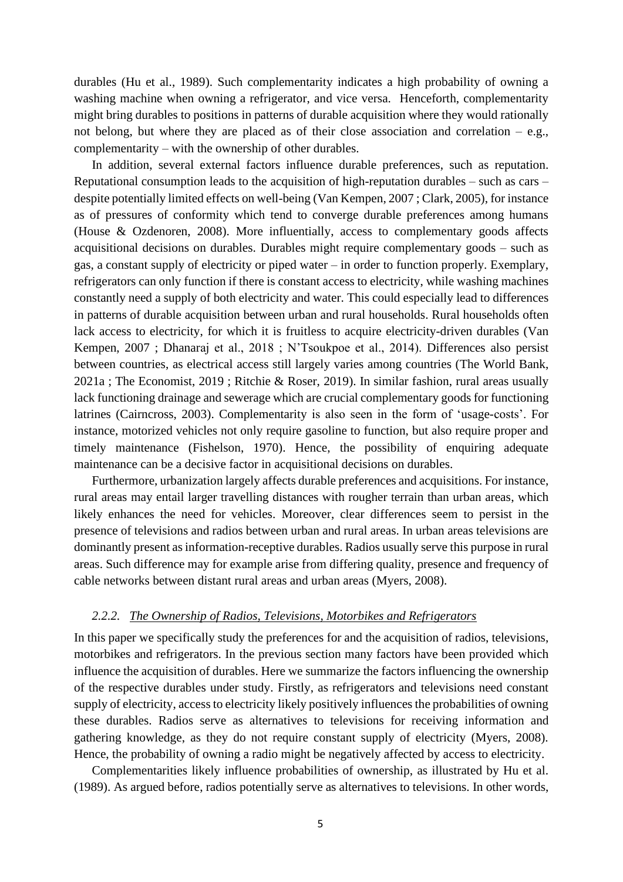durables (Hu et al., 1989). Such complementarity indicates a high probability of owning a washing machine when owning a refrigerator, and vice versa. Henceforth, complementarity might bring durables to positions in patterns of durable acquisition where they would rationally not belong, but where they are placed as of their close association and correlation – e.g., complementarity – with the ownership of other durables.

In addition, several external factors influence durable preferences, such as reputation. Reputational consumption leads to the acquisition of high-reputation durables – such as cars – despite potentially limited effects on well-being (Van Kempen, 2007 ; Clark, 2005), for instance as of pressures of conformity which tend to converge durable preferences among humans (House & Ozdenoren, 2008). More influentially, access to complementary goods affects acquisitional decisions on durables. Durables might require complementary goods – such as gas, a constant supply of electricity or piped water – in order to function properly. Exemplary, refrigerators can only function if there is constant access to electricity, while washing machines constantly need a supply of both electricity and water. This could especially lead to differences in patterns of durable acquisition between urban and rural households. Rural households often lack access to electricity, for which it is fruitless to acquire electricity-driven durables (Van Kempen, 2007 ; Dhanaraj et al., 2018 ; N'Tsoukpoe et al., 2014). Differences also persist between countries, as electrical access still largely varies among countries (The World Bank, 2021a ; The Economist, 2019 ; Ritchie & Roser, 2019). In similar fashion, rural areas usually lack functioning drainage and sewerage which are crucial complementary goods for functioning latrines (Cairncross, 2003). Complementarity is also seen in the form of 'usage-costs'. For instance, motorized vehicles not only require gasoline to function, but also require proper and timely maintenance (Fishelson, 1970). Hence, the possibility of enquiring adequate maintenance can be a decisive factor in acquisitional decisions on durables.

Furthermore, urbanization largely affects durable preferences and acquisitions. For instance, rural areas may entail larger travelling distances with rougher terrain than urban areas, which likely enhances the need for vehicles. Moreover, clear differences seem to persist in the presence of televisions and radios between urban and rural areas. In urban areas televisions are dominantly present as information-receptive durables. Radios usually serve this purpose in rural areas. Such difference may for example arise from differing quality, presence and frequency of cable networks between distant rural areas and urban areas (Myers, 2008).

### *2.2.2. The Ownership of Radios, Televisions, Motorbikes and Refrigerators*

In this paper we specifically study the preferences for and the acquisition of radios, televisions, motorbikes and refrigerators. In the previous section many factors have been provided which influence the acquisition of durables. Here we summarize the factors influencing the ownership of the respective durables under study. Firstly, as refrigerators and televisions need constant supply of electricity, access to electricity likely positively influences the probabilities of owning these durables. Radios serve as alternatives to televisions for receiving information and gathering knowledge, as they do not require constant supply of electricity (Myers, 2008). Hence, the probability of owning a radio might be negatively affected by access to electricity.

Complementarities likely influence probabilities of ownership, as illustrated by Hu et al. (1989). As argued before, radios potentially serve as alternatives to televisions. In other words,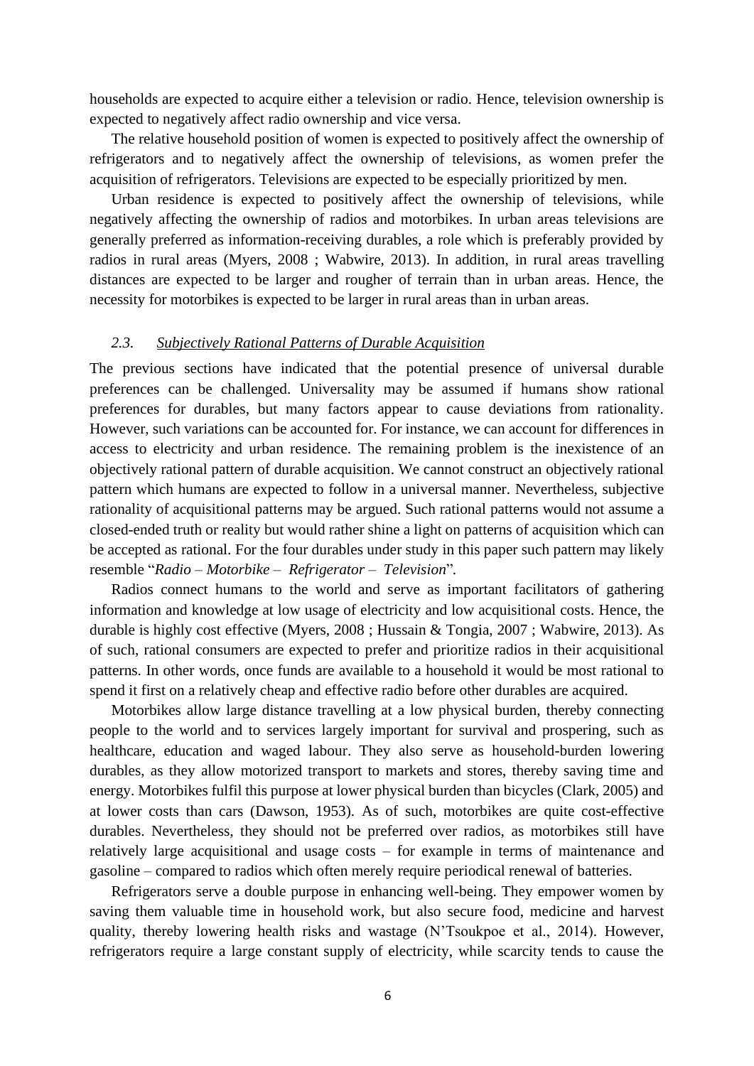households are expected to acquire either a television or radio. Hence, television ownership is expected to negatively affect radio ownership and vice versa.

The relative household position of women is expected to positively affect the ownership of refrigerators and to negatively affect the ownership of televisions, as women prefer the acquisition of refrigerators. Televisions are expected to be especially prioritized by men.

Urban residence is expected to positively affect the ownership of televisions, while negatively affecting the ownership of radios and motorbikes. In urban areas televisions are generally preferred as information-receiving durables, a role which is preferably provided by radios in rural areas (Myers, 2008 ; Wabwire, 2013). In addition, in rural areas travelling distances are expected to be larger and rougher of terrain than in urban areas. Hence, the necessity for motorbikes is expected to be larger in rural areas than in urban areas.

### *2.3. Subjectively Rational Patterns of Durable Acquisition*

The previous sections have indicated that the potential presence of universal durable preferences can be challenged. Universality may be assumed if humans show rational preferences for durables, but many factors appear to cause deviations from rationality. However, such variations can be accounted for. For instance, we can account for differences in access to electricity and urban residence. The remaining problem is the inexistence of an objectively rational pattern of durable acquisition. We cannot construct an objectively rational pattern which humans are expected to follow in a universal manner. Nevertheless, subjective rationality of acquisitional patterns may be argued. Such rational patterns would not assume a closed-ended truth or reality but would rather shine a light on patterns of acquisition which can be accepted as rational. For the four durables under study in this paper such pattern may likely resemble "*Radio – Motorbike – Refrigerator – Television*".

Radios connect humans to the world and serve as important facilitators of gathering information and knowledge at low usage of electricity and low acquisitional costs. Hence, the durable is highly cost effective (Myers, 2008 ; Hussain & Tongia, 2007 ; Wabwire, 2013). As of such, rational consumers are expected to prefer and prioritize radios in their acquisitional patterns. In other words, once funds are available to a household it would be most rational to spend it first on a relatively cheap and effective radio before other durables are acquired.

Motorbikes allow large distance travelling at a low physical burden, thereby connecting people to the world and to services largely important for survival and prospering, such as healthcare, education and waged labour. They also serve as household-burden lowering durables, as they allow motorized transport to markets and stores, thereby saving time and energy. Motorbikes fulfil this purpose at lower physical burden than bicycles (Clark, 2005) and at lower costs than cars (Dawson, 1953). As of such, motorbikes are quite cost-effective durables. Nevertheless, they should not be preferred over radios, as motorbikes still have relatively large acquisitional and usage costs – for example in terms of maintenance and gasoline – compared to radios which often merely require periodical renewal of batteries.

Refrigerators serve a double purpose in enhancing well-being. They empower women by saving them valuable time in household work, but also secure food, medicine and harvest quality, thereby lowering health risks and wastage (N'Tsoukpoe et al., 2014). However, refrigerators require a large constant supply of electricity, while scarcity tends to cause the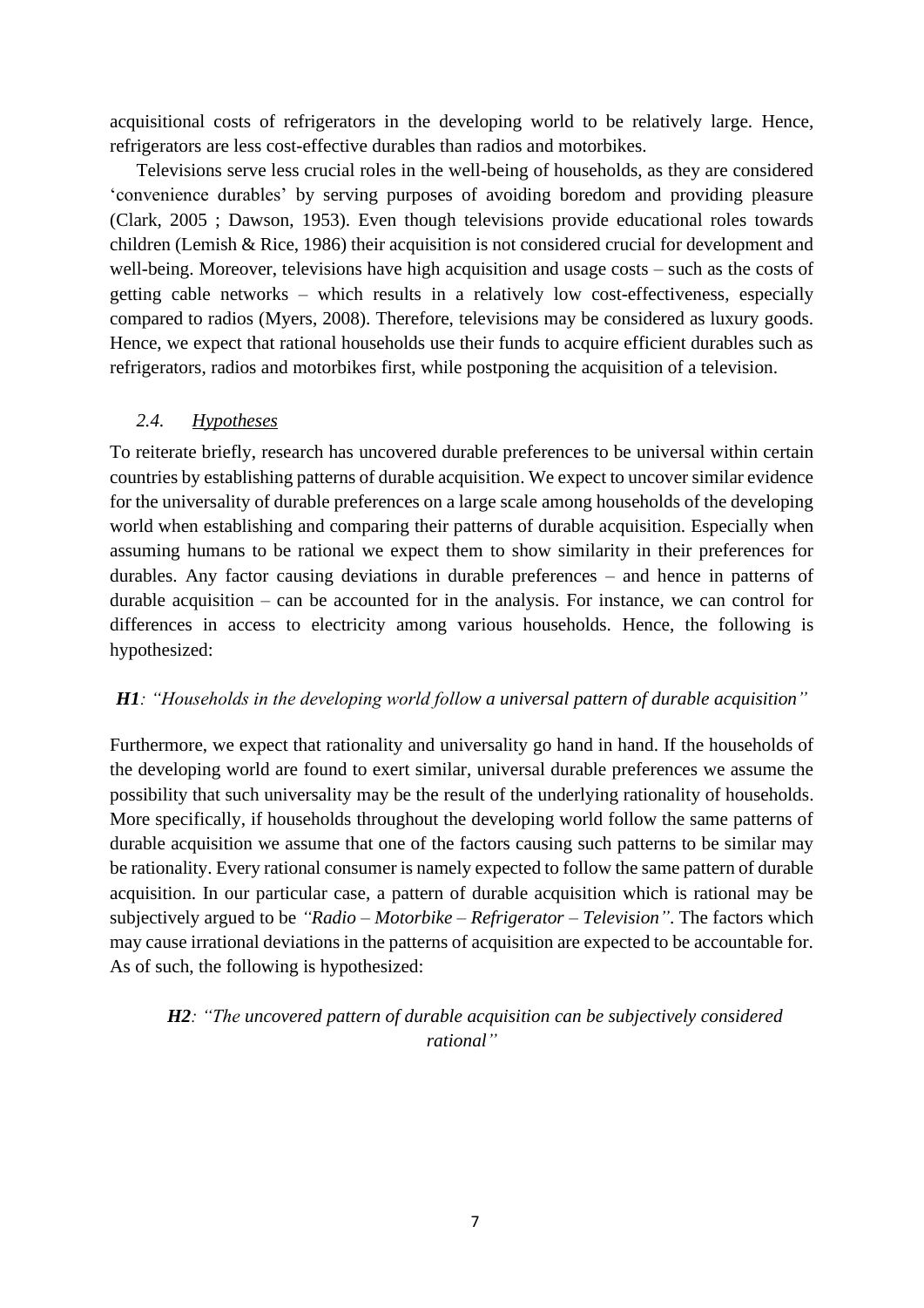acquisitional costs of refrigerators in the developing world to be relatively large. Hence, refrigerators are less cost-effective durables than radios and motorbikes.

Televisions serve less crucial roles in the well-being of households, as they are considered 'convenience durables' by serving purposes of avoiding boredom and providing pleasure (Clark, 2005 ; Dawson, 1953). Even though televisions provide educational roles towards children (Lemish & Rice, 1986) their acquisition is not considered crucial for development and well-being. Moreover, televisions have high acquisition and usage costs – such as the costs of getting cable networks – which results in a relatively low cost-effectiveness, especially compared to radios (Myers, 2008). Therefore, televisions may be considered as luxury goods. Hence, we expect that rational households use their funds to acquire efficient durables such as refrigerators, radios and motorbikes first, while postponing the acquisition of a television.

### *2.4. Hypotheses*

To reiterate briefly, research has uncovered durable preferences to be universal within certain countries by establishing patterns of durable acquisition. We expect to uncover similar evidence for the universality of durable preferences on a large scale among households of the developing world when establishing and comparing their patterns of durable acquisition. Especially when assuming humans to be rational we expect them to show similarity in their preferences for durables. Any factor causing deviations in durable preferences – and hence in patterns of durable acquisition – can be accounted for in the analysis. For instance, we can control for differences in access to electricity among various households. Hence, the following is hypothesized:

***H1****: "Households in the developing world follow a universal pattern of durable acquisition"*

Furthermore, we expect that rationality and universality go hand in hand. If the households of the developing world are found to exert similar, universal durable preferences we assume the possibility that such universality may be the result of the underlying rationality of households. More specifically, if households throughout the developing world follow the same patterns of durable acquisition we assume that one of the factors causing such patterns to be similar may be rationality. Every rational consumer is namely expected to follow the same pattern of durable acquisition. In our particular case, a pattern of durable acquisition which is rational may be subjectively argued to be *"Radio – Motorbike – Refrigerator – Television"*. The factors which may cause irrational deviations in the patterns of acquisition are expected to be accountable for. As of such, the following is hypothesized:

***H2****: "The uncovered pattern of durable acquisition can be subjectively considered rational"*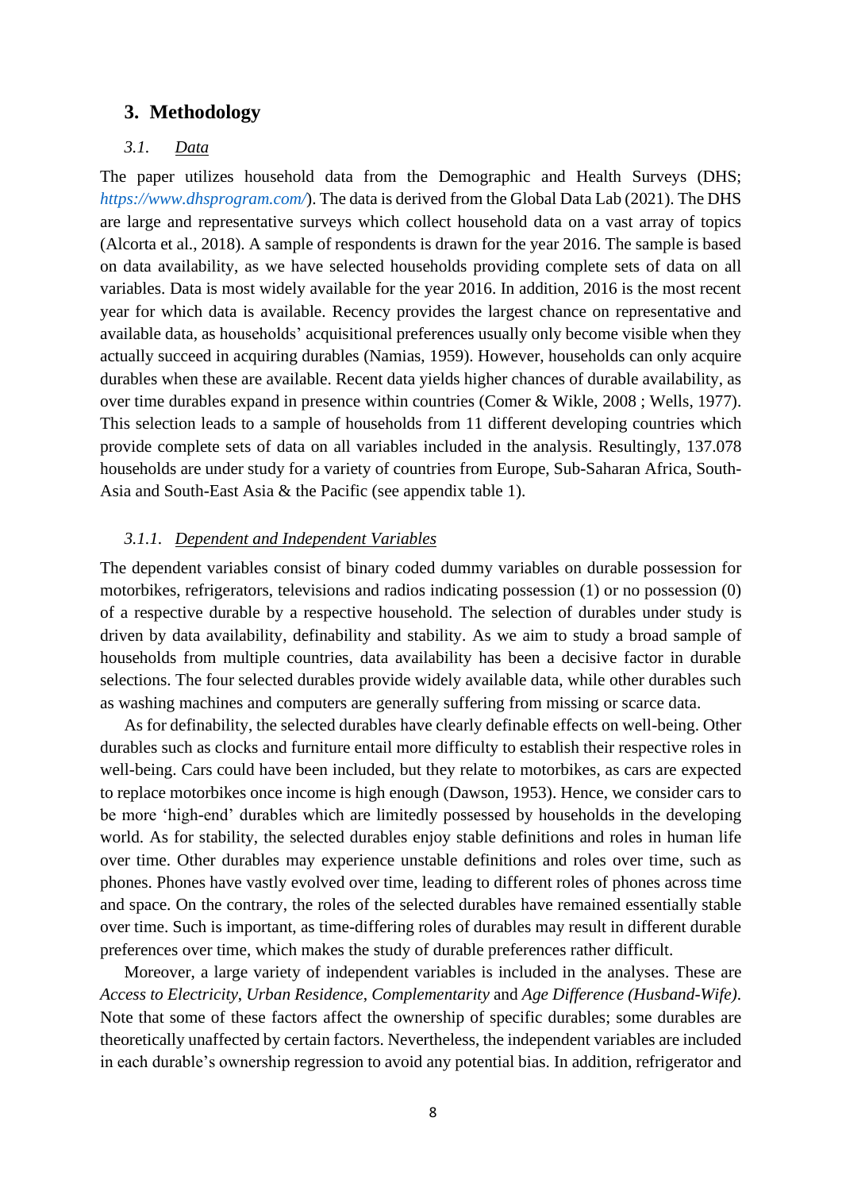## 3. Methodology

### 3.1. <u>Data</u>

The paper utilizes household data from the Demographic and Health Surveys (DHS; *https://www.dhsprogram.com/*). The data is derived from the Global Data Lab (2021). The DHS are large and representative surveys which collect household data on a vast array of topics (Alcorta et al., 2018). A sample of respondents is drawn for the year 2016. The sample is based on data availability, as we have selected households providing complete sets of data on all variables. Data is most widely available for the year 2016. In addition, 2016 is the most recent year for which data is available. Recency provides the largest chance on representative and available data, as households' acquisitional preferences usually only become visible when they actually succeed in acquiring durables (Namias, 1959). However, households can only acquire durables when these are available. Recent data yields higher chances of durable availability, as over time durables expand in presence within countries (Comer & Wikle, 2008 ; Wells, 1977). This selection leads to a sample of households from 11 different developing countries which provide complete sets of data on all variables included in the analysis. Resultingly, 137.078 households are under study for a variety of countries from Europe, Sub-Saharan Africa, South-Asia and South-East Asia & the Pacific (see appendix table 1).

#### 3.1.1. <u>Dependent and Independent Variables</u>

The dependent variables consist of binary coded dummy variables on durable possession for motorbikes, refrigerators, televisions and radios indicating possession (1) or no possession (0) of a respective durable by a respective household. The selection of durables under study is driven by data availability, definability and stability. As we aim to study a broad sample of households from multiple countries, data availability has been a decisive factor in durable selections. The four selected durables provide widely available data, while other durables such as washing machines and computers are generally suffering from missing or scarce data.

As for definability, the selected durables have clearly definable effects on well-being. Other durables such as clocks and furniture entail more difficulty to establish their respective roles in well-being. Cars could have been included, but they relate to motorbikes, as cars are expected to replace motorbikes once income is high enough (Dawson, 1953). Hence, we consider cars to be more 'high-end' durables which are limitedly possessed by households in the developing world. As for stability, the selected durables enjoy stable definitions and roles in human life over time. Other durables may experience unstable definitions and roles over time, such as phones. Phones have vastly evolved over time, leading to different roles of phones across time and space. On the contrary, the roles of the selected durables have remained essentially stable over time. Such is important, as time-differing roles of durables may result in different durable preferences over time, which makes the study of durable preferences rather difficult.

Moreover, a large variety of independent variables is included in the analyses. These are *Access to Electricity*, *Urban Residence*, *Complementarity* and *Age Difference (Husband-Wife)*. Note that some of these factors affect the ownership of specific durables; some durables are theoretically unaffected by certain factors. Nevertheless, the independent variables are included in each durable's ownership regression to avoid any potential bias. In addition, refrigerator and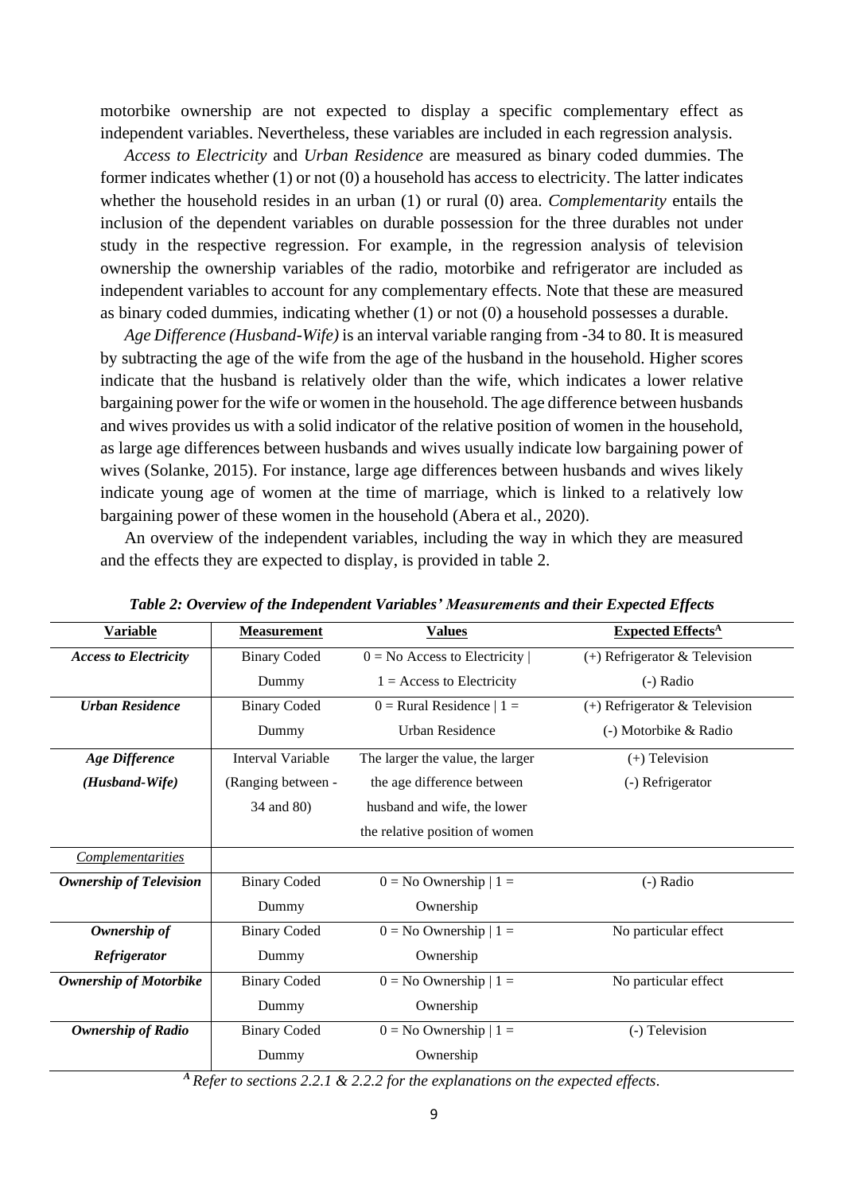motorbike ownership are not expected to display a specific complementary effect as independent variables. Nevertheless, these variables are included in each regression analysis.

*Access to Electricity* and *Urban Residence* are measured as binary coded dummies. The former indicates whether (1) or not (0) a household has access to electricity. The latter indicates whether the household resides in an urban (1) or rural (0) area. *Complementarity* entails the inclusion of the dependent variables on durable possession for the three durables not under study in the respective regression. For example, in the regression analysis of television ownership the ownership variables of the radio, motorbike and refrigerator are included as independent variables to account for any complementary effects. Note that these are measured as binary coded dummies, indicating whether (1) or not (0) a household possesses a durable.

*Age Difference (Husband-Wife)* is an interval variable ranging from -34 to 80. It is measured by subtracting the age of the wife from the age of the husband in the household. Higher scores indicate that the husband is relatively older than the wife, which indicates a lower relative bargaining power for the wife or women in the household. The age difference between husbands and wives provides us with a solid indicator of the relative position of women in the household, as large age differences between husbands and wives usually indicate low bargaining power of wives (Solanke, 2015). For instance, large age differences between husbands and wives likely indicate young age of women at the time of marriage, which is linked to a relatively low bargaining power of these women in the household (Abera et al., 2020).

An overview of the independent variables, including the way in which they are measured and the effects they are expected to display, is provided in table 2.

***Table 2: Overview of the Independent Variables' Measurements and their Expected Effects***

| Variable | Measurement | Values | Expected Effects[A] |
|---|---|---|---|
| ***Access to Electricity*** | Binary Coded Dummy | 0 = No Access to Electricity \| 1 = Access to Electricity | (+) Refrigerator & Television<br>(-) Radio |
| ***Urban Residence*** | Binary Coded Dummy | 0 = Rural Residence \| 1 = Urban Residence | (+) Refrigerator & Television<br>(-) Motorbike & Radio |
| ***Age Difference (Husband-Wife)*** | Interval Variable (Ranging between -34 and 80) | The larger the value, the larger the age difference between husband and wife, the lower the relative position of women | (+) Television<br>(-) Refrigerator |
| *Complementarities* | | | |
| ***Ownership of Television*** | Binary Coded Dummy | 0 = No Ownership \| 1 = Ownership | (-) Radio |
| ***Ownership of Refrigerator*** | Binary Coded Dummy | 0 = No Ownership \| 1 = Ownership | No particular effect |
| ***Ownership of Motorbike*** | Binary Coded Dummy | 0 = No Ownership \| 1 = Ownership | No particular effect |
| ***Ownership of Radio*** | Binary Coded Dummy | 0 = No Ownership \| 1 = Ownership | (-) Television |

*[A] Refer to sections 2.2.1 & 2.2.2 for the explanations on the expected effects.*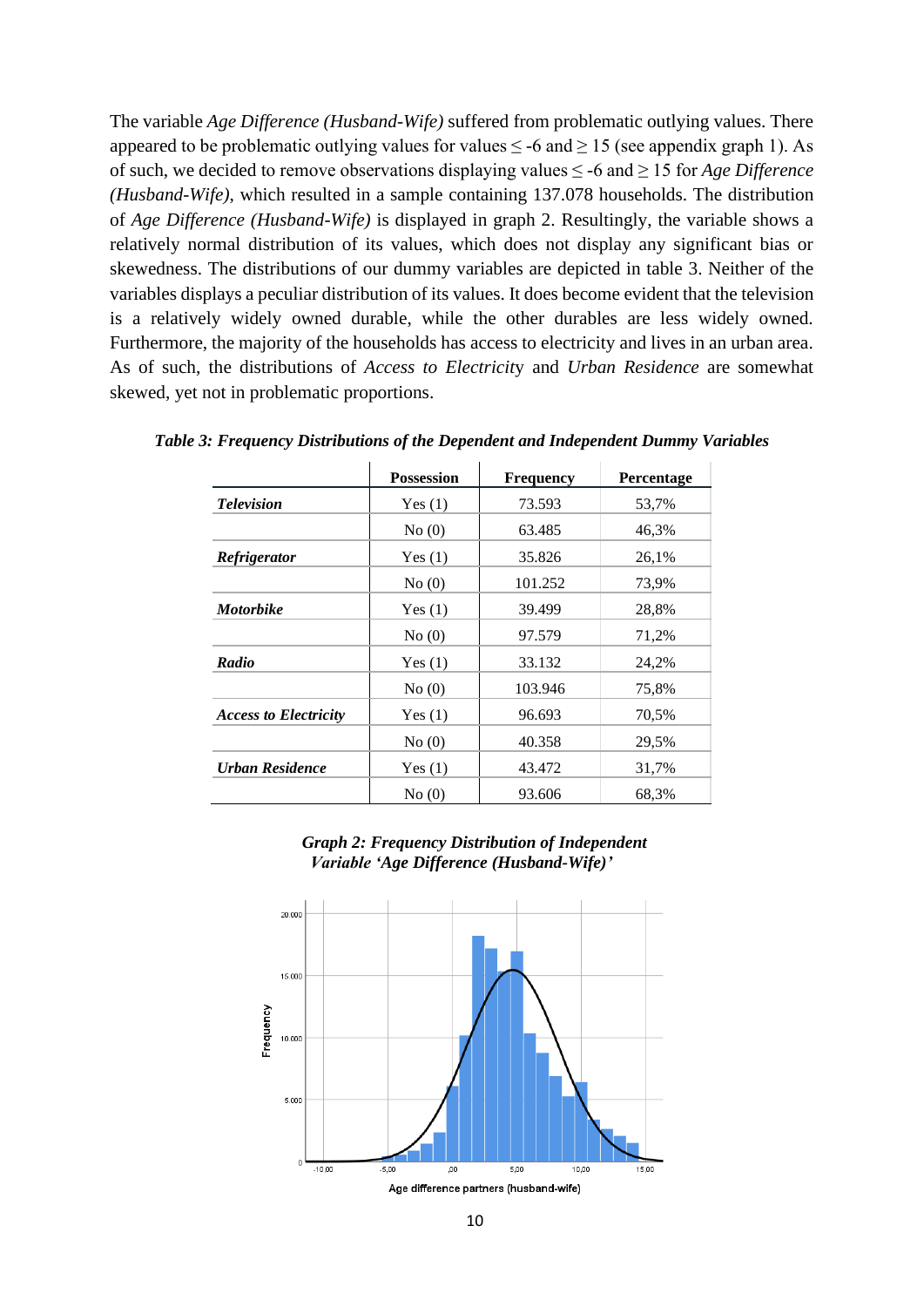The variable *Age Difference (Husband-Wife)* suffered from problematic outlying values. There appeared to be problematic outlying values for values ≤ -6 and ≥ 15 (see appendix graph 1). As of such, we decided to remove observations displaying values ≤ -6 and ≥ 15 for *Age Difference (Husband-Wife)*, which resulted in a sample containing 137.078 households. The distribution of *Age Difference (Husband-Wife)* is displayed in graph 2. Resultingly, the variable shows a relatively normal distribution of its values, which does not display any significant bias or skewedness. The distributions of our dummy variables are depicted in table 3. Neither of the variables displays a peculiar distribution of its values. It does become evident that the television is a relatively widely owned durable, while the other durables are less widely owned. Furthermore, the majority of the households has access to electricity and lives in an urban area. As of such, the distributions of *Access to Electricity* and *Urban Residence* are somewhat skewed, yet not in problematic proportions.

***Table 3: Frequency Distributions of the Dependent and Independent Dummy Variables***

| | Possession | Frequency | Percentage |
|---|---|---|---|
| ***Television*** | Yes (1) | 73.593 | 53,7% |
| | No (0) | 63.485 | 46,3% |
| ***Refrigerator*** | Yes (1) | 35.826 | 26,1% |
| | No (0) | 101.252 | 73,9% |
| ***Motorbike*** | Yes (1) | 39.499 | 28,8% |
| | No (0) | 97.579 | 71,2% |
| ***Radio*** | Yes (1) | 33.132 | 24,2% |
| | No (0) | 103.946 | 75,8% |
| ***Access to Electricity*** | Yes (1) | 96.693 | 70,5% |
| | No (0) | 40.358 | 29,5% |
| ***Urban Residence*** | Yes (1) | 43.472 | 31,7% |
| | No (0) | 93.606 | 68,3% |

***Graph 2: Frequency Distribution of Independent Variable 'Age Difference (Husband-Wife)'***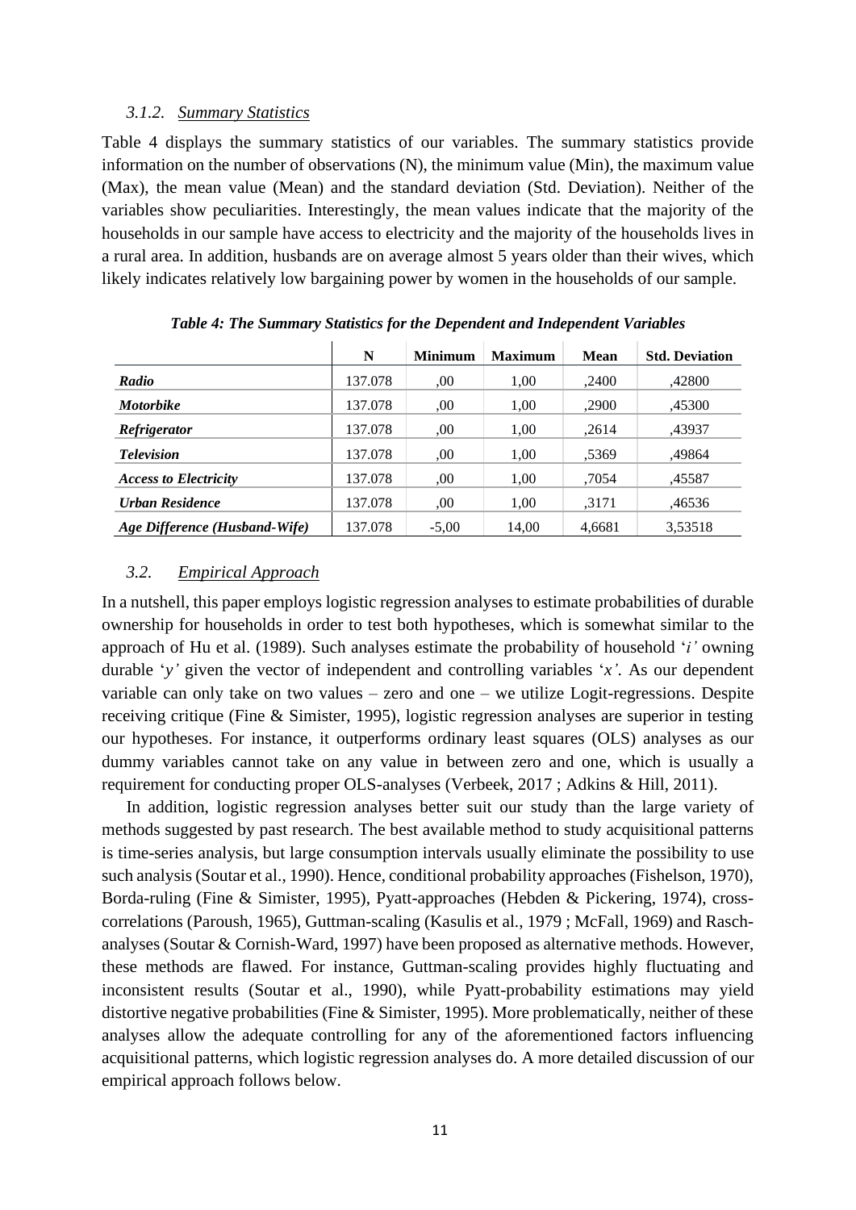### 3.1.2. Summary Statistics

Table 4 displays the summary statistics of our variables. The summary statistics provide information on the number of observations (N), the minimum value (Min), the maximum value (Max), the mean value (Mean) and the standard deviation (Std. Deviation). Neither of the variables show peculiarities. Interestingly, the mean values indicate that the majority of the households in our sample have access to electricity and the majority of the households lives in a rural area. In addition, husbands are on average almost 5 years older than their wives, which likely indicates relatively low bargaining power by women in the households of our sample.

***Table 4: The Summary Statistics for the Dependent and Independent Variables***

| | N | Minimum | Maximum | Mean | Std. Deviation |
|---|---|---|---|---|---|
| ***Radio*** | 137.078 | ,00 | 1,00 | ,2400 | ,42800 |
| ***Motorbike*** | 137.078 | ,00 | 1,00 | ,2900 | ,45300 |
| ***Refrigerator*** | 137.078 | ,00 | 1,00 | ,2614 | ,43937 |
| ***Television*** | 137.078 | ,00 | 1,00 | ,5369 | ,49864 |
| ***Access to Electricity*** | 137.078 | ,00 | 1,00 | ,7054 | ,45587 |
| ***Urban Residence*** | 137.078 | ,00 | 1,00 | ,3171 | ,46536 |
| ***Age Difference (Husband-Wife)*** | 137.078 | -5,00 | 14,00 | 4,6681 | 3,53518 |

## 3.2. Empirical Approach

In a nutshell, this paper employs logistic regression analyses to estimate probabilities of durable ownership for households in order to test both hypotheses, which is somewhat similar to the approach of Hu et al. (1989). Such analyses estimate the probability of household '*i'* owning durable '*y'* given the vector of independent and controlling variables '*x'*. As our dependent variable can only take on two values – zero and one – we utilize Logit-regressions. Despite receiving critique (Fine & Simister, 1995), logistic regression analyses are superior in testing our hypotheses. For instance, it outperforms ordinary least squares (OLS) analyses as our dummy variables cannot take on any value in between zero and one, which is usually a requirement for conducting proper OLS-analyses (Verbeek, 2017 ; Adkins & Hill, 2011).

In addition, logistic regression analyses better suit our study than the large variety of methods suggested by past research. The best available method to study acquisitional patterns is time-series analysis, but large consumption intervals usually eliminate the possibility to use such analysis (Soutar et al., 1990). Hence, conditional probability approaches (Fishelson, 1970), Borda-ruling (Fine & Simister, 1995), Pyatt-approaches (Hebden & Pickering, 1974), cross-correlations (Paroush, 1965), Guttman-scaling (Kasulis et al., 1979 ; McFall, 1969) and Rasch-analyses (Soutar & Cornish-Ward, 1997) have been proposed as alternative methods. However, these methods are flawed. For instance, Guttman-scaling provides highly fluctuating and inconsistent results (Soutar et al., 1990), while Pyatt-probability estimations may yield distortive negative probabilities (Fine & Simister, 1995). More problematically, neither of these analyses allow the adequate controlling for any of the aforementioned factors influencing acquisitional patterns, which logistic regression analyses do. A more detailed discussion of our empirical approach follows below.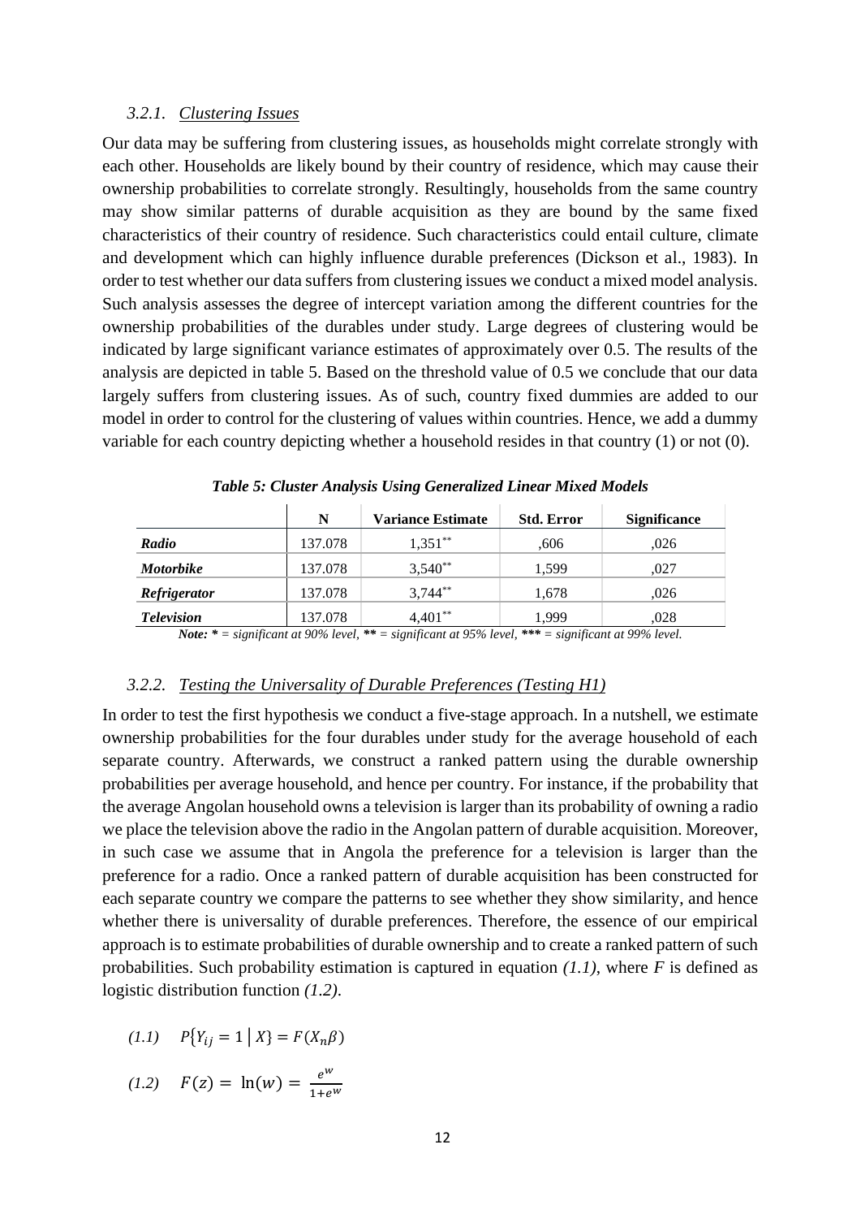### 3.2.1. Clustering Issues

Our data may be suffering from clustering issues, as households might correlate strongly with each other. Households are likely bound by their country of residence, which may cause their ownership probabilities to correlate strongly. Resultingly, households from the same country may show similar patterns of durable acquisition as they are bound by the same fixed characteristics of their country of residence. Such characteristics could entail culture, climate and development which can highly influence durable preferences (Dickson et al., 1983). In order to test whether our data suffers from clustering issues we conduct a mixed model analysis. Such analysis assesses the degree of intercept variation among the different countries for the ownership probabilities of the durables under study. Large degrees of clustering would be indicated by large significant variance estimates of approximately over 0.5. The results of the analysis are depicted in table 5. Based on the threshold value of 0.5 we conclude that our data largely suffers from clustering issues. As of such, country fixed dummies are added to our model in order to control for the clustering of values within countries. Hence, we add a dummy variable for each country depicting whether a household resides in that country (1) or not (0).

***Table 5: Cluster Analysis Using Generalized Linear Mixed Models***

| | N | Variance Estimate | Std. Error | Significance |
|---|---|---|---|---|
| ***Radio*** | 137.078 | 1,351** | ,606 | ,026 |
| ***Motorbike*** | 137.078 | 3,540** | 1,599 | ,027 |
| ***Refrigerator*** | 137.078 | 3,744** | 1,678 | ,026 |
| ***Television*** | 137.078 | 4,401** | 1,999 | ,028 |

***Note:*** *** = significant at 90% level,* **** = significant at 95% level,* ***** = significant at 99% level.*

### 3.2.2. Testing the Universality of Durable Preferences (Testing H1)

In order to test the first hypothesis we conduct a five-stage approach. In a nutshell, we estimate ownership probabilities for the four durables under study for the average household of each separate country. Afterwards, we construct a ranked pattern using the durable ownership probabilities per average household, and hence per country. For instance, if the probability that the average Angolan household owns a television is larger than its probability of owning a radio we place the television above the radio in the Angolan pattern of durable acquisition. Moreover, in such case we assume that in Angola the preference for a television is larger than the preference for a radio. Once a ranked pattern of durable acquisition has been constructed for each separate country we compare the patterns to see whether they show similarity, and hence whether there is universality of durable preferences. Therefore, the essence of our empirical approach is to estimate probabilities of durable ownership and to create a ranked pattern of such probabilities. Such probability estimation is captured in equation *(1.1)*, where $F$ is defined as logistic distribution function *(1.2)*.

$$(1.1) \quad P\{Y_{ij} = 1 \mid X\} = F(X_n\beta)$$

$$(1.2) \quad F(z) = \ln(w) = \frac{e^w}{1+e^w}$$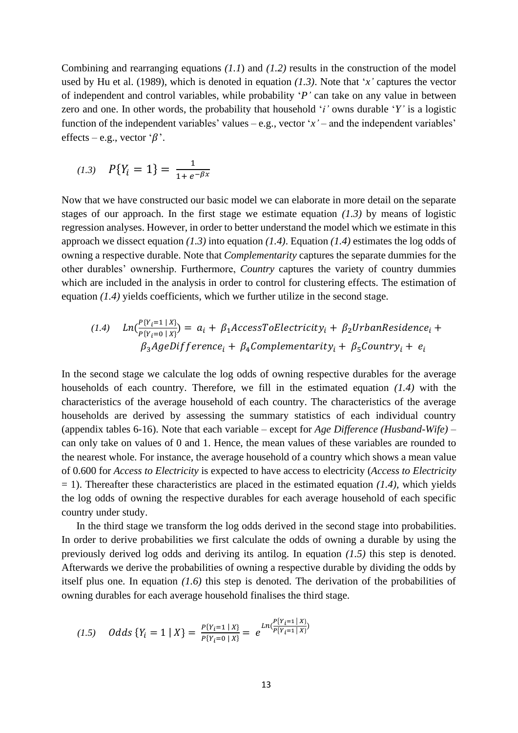Combining and rearranging equations *(1.1*) and *(1.2)* results in the construction of the model used by Hu et al. (1989), which is denoted in equation *(1.3)*. Note that '$x$' captures the vector of independent and control variables, while probability '$P$' can take on any value in between zero and one. In other words, the probability that household '$i$' owns durable '$Y$' is a logistic function of the independent variables' values – e.g., vector '$x$' – and the independent variables' effects – e.g., vector '$\beta$'.

$$(1.3) \quad P\{Y_i = 1\} = \frac{1}{1 + e^{-\beta x}}$$

Now that we have constructed our basic model we can elaborate in more detail on the separate stages of our approach. In the first stage we estimate equation *(1.3)* by means of logistic regression analyses. However, in order to better understand the model which we estimate in this approach we dissect equation *(1.3)* into equation *(1.4)*. Equation *(1.4)* estimates the log odds of owning a respective durable. Note that *Complementarity* captures the separate dummies for the other durables' ownership. Furthermore, *Country* captures the variety of country dummies which are included in the analysis in order to control for clustering effects. The estimation of equation *(1.4)* yields coefficients, which we further utilize in the second stage.

$$(1.4) \quad Ln\left(\frac{P\{Y_i=1 \mid X\}}{P\{Y_i=0 \mid X\}}\right) = a_i + \beta_1 AccessToElectricity_i + \beta_2 UrbanResidence_i + \beta_3 AgeDifference_i + \beta_4 Complementarity_i + \beta_5 Country_i + e_i$$

In the second stage we calculate the log odds of owning respective durables for the average households of each country. Therefore, we fill in the estimated equation *(1.4)* with the characteristics of the average household of each country. The characteristics of the average households are derived by assessing the summary statistics of each individual country (appendix tables 6-16). Note that each variable – except for *Age Difference (Husband-Wife)* – can only take on values of 0 and 1. Hence, the mean values of these variables are rounded to the nearest whole. For instance, the average household of a country which shows a mean value of 0.600 for *Access to Electricity* is expected to have access to electricity (*Access to Electricity* = 1). Thereafter these characteristics are placed in the estimated equation *(1.4)*, which yields the log odds of owning the respective durables for each average household of each specific country under study.

In the third stage we transform the log odds derived in the second stage into probabilities. In order to derive probabilities we first calculate the odds of owning a durable by using the previously derived log odds and deriving its antilog. In equation *(1.5)* this step is denoted. Afterwards we derive the probabilities of owning a respective durable by dividing the odds by itself plus one. In equation *(1.6)* this step is denoted. The derivation of the probabilities of owning durables for each average household finalises the third stage.

$$(1.5) \quad Odds\,\{Y_i = 1 \mid X\} = \frac{P\{Y_i=1 \mid X\}}{P\{Y_i=0 \mid X\}} = e^{Ln\left(\frac{P\{Y_i=1 \mid X\}}{P\{Y_i=1 \mid X\}}\right)}$$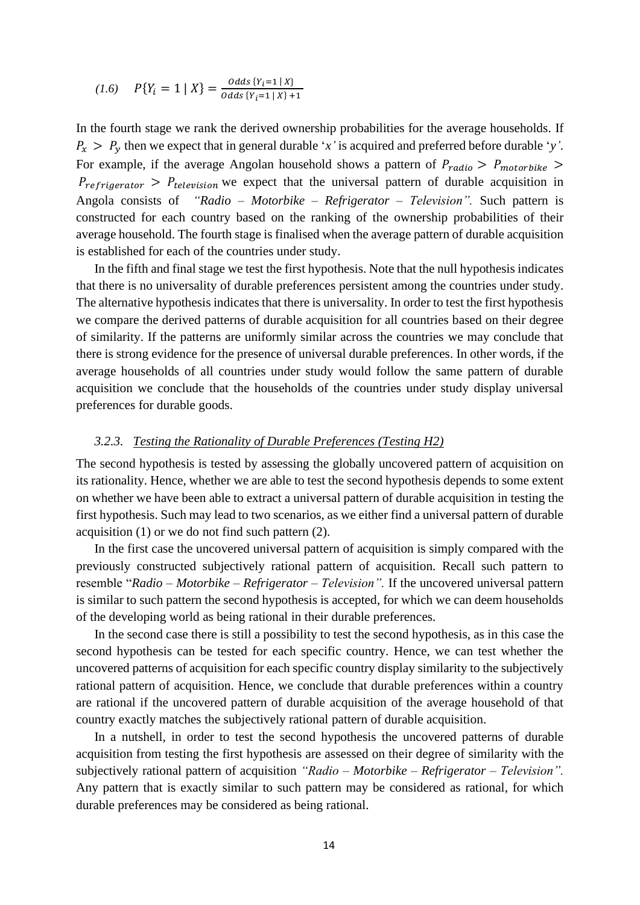*(1.6)* $P\{Y_i = 1 \mid X\} = \frac{Odds\,\{Y_i=1 \mid X\}}{Odds\,\{Y_i=1 \mid X\}+1}$

In the fourth stage we rank the derived ownership probabilities for the average households. If $P_x > P_y$ then we expect that in general durable '*x'* is acquired and preferred before durable '*y'*. For example, if the average Angolan household shows a pattern of $P_{radio} > P_{motorbike} > P_{refrigerator} > P_{television}$ we expect that the universal pattern of durable acquisition in Angola consists of *"Radio – Motorbike – Refrigerator – Television".* Such pattern is constructed for each country based on the ranking of the ownership probabilities of their average household. The fourth stage is finalised when the average pattern of durable acquisition is established for each of the countries under study.

In the fifth and final stage we test the first hypothesis. Note that the null hypothesis indicates that there is no universality of durable preferences persistent among the countries under study. The alternative hypothesis indicates that there is universality. In order to test the first hypothesis we compare the derived patterns of durable acquisition for all countries based on their degree of similarity. If the patterns are uniformly similar across the countries we may conclude that there is strong evidence for the presence of universal durable preferences. In other words, if the average households of all countries under study would follow the same pattern of durable acquisition we conclude that the households of the countries under study display universal preferences for durable goods.

### *3.2.3. Testing the Rationality of Durable Preferences (Testing H2)*

The second hypothesis is tested by assessing the globally uncovered pattern of acquisition on its rationality. Hence, whether we are able to test the second hypothesis depends to some extent on whether we have been able to extract a universal pattern of durable acquisition in testing the first hypothesis. Such may lead to two scenarios, as we either find a universal pattern of durable acquisition (1) or we do not find such pattern (2).

In the first case the uncovered universal pattern of acquisition is simply compared with the previously constructed subjectively rational pattern of acquisition. Recall such pattern to resemble "*Radio – Motorbike – Refrigerator – Television".* If the uncovered universal pattern is similar to such pattern the second hypothesis is accepted, for which we can deem households of the developing world as being rational in their durable preferences.

In the second case there is still a possibility to test the second hypothesis, as in this case the second hypothesis can be tested for each specific country. Hence, we can test whether the uncovered patterns of acquisition for each specific country display similarity to the subjectively rational pattern of acquisition. Hence, we conclude that durable preferences within a country are rational if the uncovered pattern of durable acquisition of the average household of that country exactly matches the subjectively rational pattern of durable acquisition.

In a nutshell, in order to test the second hypothesis the uncovered patterns of durable acquisition from testing the first hypothesis are assessed on their degree of similarity with the subjectively rational pattern of acquisition *"Radio – Motorbike – Refrigerator – Television".* Any pattern that is exactly similar to such pattern may be considered as rational, for which durable preferences may be considered as being rational.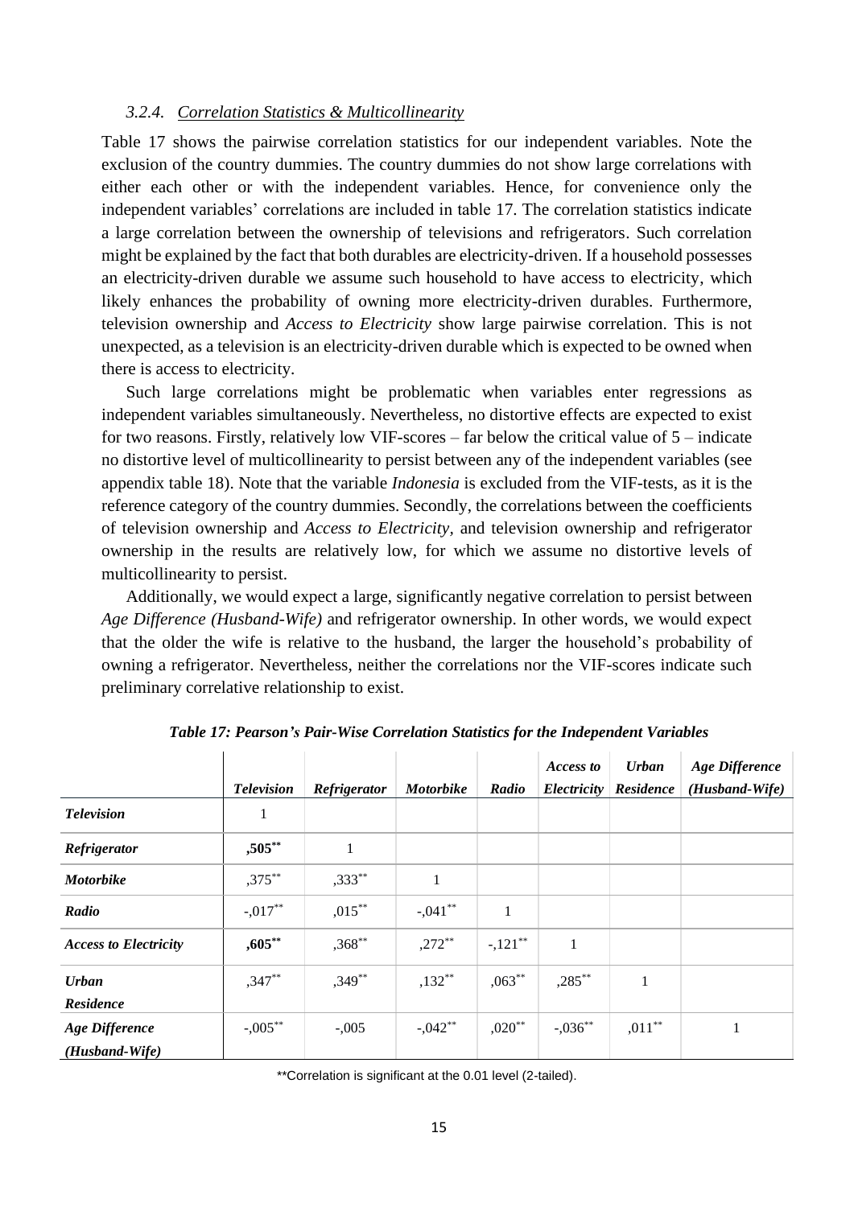### *3.2.4. Correlation Statistics & Multicollinearity*

Table 17 shows the pairwise correlation statistics for our independent variables. Note the exclusion of the country dummies. The country dummies do not show large correlations with either each other or with the independent variables. Hence, for convenience only the independent variables' correlations are included in table 17. The correlation statistics indicate a large correlation between the ownership of televisions and refrigerators. Such correlation might be explained by the fact that both durables are electricity-driven. If a household possesses an electricity-driven durable we assume such household to have access to electricity, which likely enhances the probability of owning more electricity-driven durables. Furthermore, television ownership and *Access to Electricity* show large pairwise correlation. This is not unexpected, as a television is an electricity-driven durable which is expected to be owned when there is access to electricity.

Such large correlations might be problematic when variables enter regressions as independent variables simultaneously. Nevertheless, no distortive effects are expected to exist for two reasons. Firstly, relatively low VIF-scores – far below the critical value of 5 – indicate no distortive level of multicollinearity to persist between any of the independent variables (see appendix table 18). Note that the variable *Indonesia* is excluded from the VIF-tests, as it is the reference category of the country dummies. Secondly, the correlations between the coefficients of television ownership and *Access to Electricity*, and television ownership and refrigerator ownership in the results are relatively low, for which we assume no distortive levels of multicollinearity to persist.

Additionally, we would expect a large, significantly negative correlation to persist between *Age Difference (Husband-Wife)* and refrigerator ownership. In other words, we would expect that the older the wife is relative to the husband, the larger the household's probability of owning a refrigerator. Nevertheless, neither the correlations nor the VIF-scores indicate such preliminary correlative relationship to exist.

***Table 17: Pearson's Pair-Wise Correlation Statistics for the Independent Variables***

| | ***Television*** | ***Refrigerator*** | ***Motorbike*** | ***Radio*** | ***Access to Electricity*** | ***Urban Residence*** | ***Age Difference (Husband-Wife)*** |
|---|---|---|---|---|---|---|---|
| ***Television*** | 1 | | | | | | |
| ***Refrigerator*** | **,505\*\*** | 1 | | | | | |
| ***Motorbike*** | ,375\*\* | ,333\*\* | 1 | | | | |
| ***Radio*** | -,017\*\* | ,015\*\* | -,041\*\* | 1 | | | |
| ***Access to Electricity*** | **,605\*\*** | ,368\*\* | ,272\*\* | -,121\*\* | 1 | | |
| ***Urban Residence*** | ,347\*\* | ,349\*\* | ,132\*\* | ,063\*\* | ,285\*\* | 1 | |
| ***Age Difference (Husband-Wife)*** | -,005\*\* | -,005 | -,042\*\* | ,020\*\* | -,036\*\* | ,011\*\* | 1 |

\*\*Correlation is significant at the 0.01 level (2-tailed).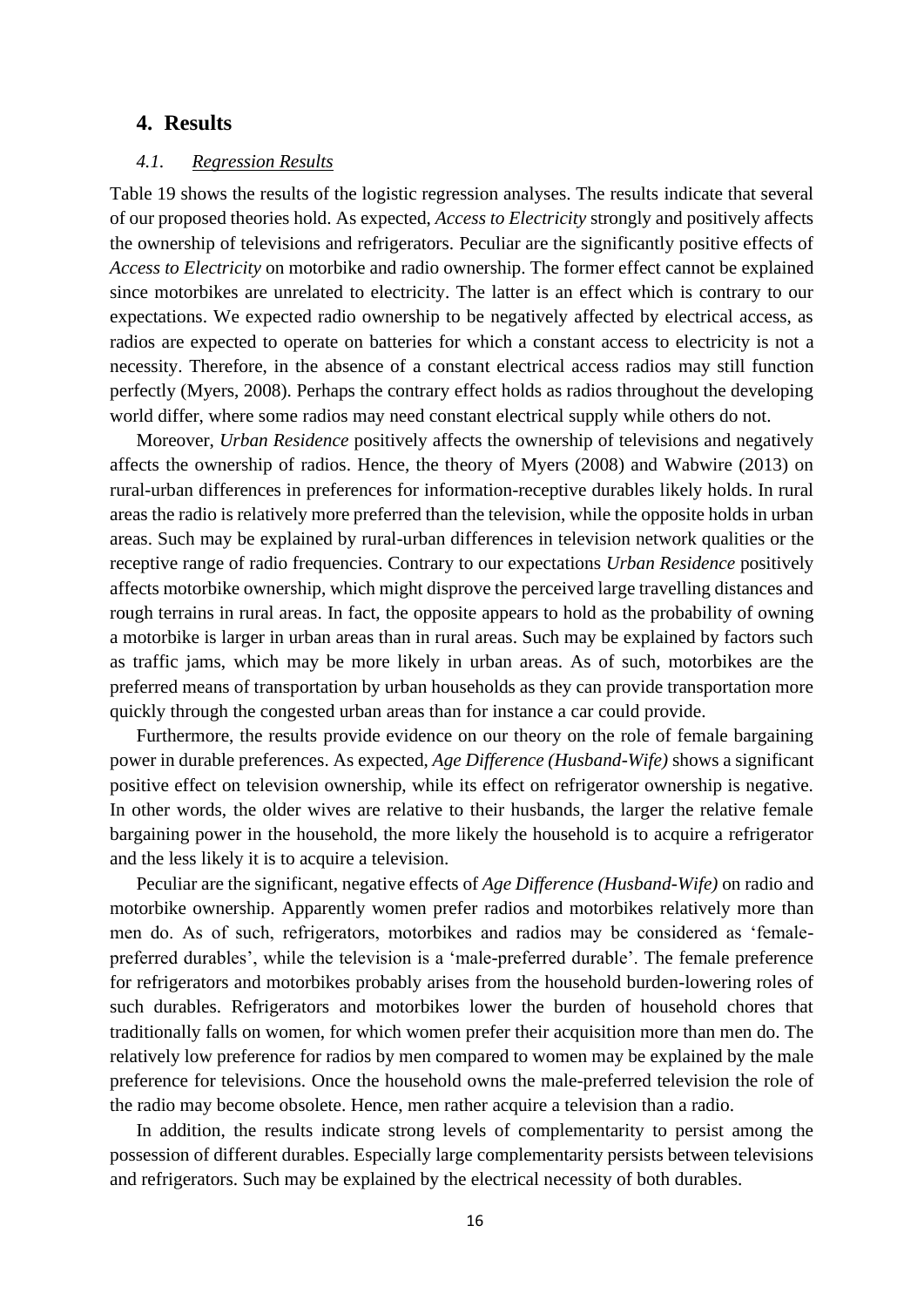## 4. Results

### *4.1. Regression Results*

Table 19 shows the results of the logistic regression analyses. The results indicate that several of our proposed theories hold. As expected, *Access to Electricity* strongly and positively affects the ownership of televisions and refrigerators. Peculiar are the significantly positive effects of *Access to Electricity* on motorbike and radio ownership. The former effect cannot be explained since motorbikes are unrelated to electricity. The latter is an effect which is contrary to our expectations. We expected radio ownership to be negatively affected by electrical access, as radios are expected to operate on batteries for which a constant access to electricity is not a necessity. Therefore, in the absence of a constant electrical access radios may still function perfectly (Myers, 2008). Perhaps the contrary effect holds as radios throughout the developing world differ, where some radios may need constant electrical supply while others do not.

Moreover, *Urban Residence* positively affects the ownership of televisions and negatively affects the ownership of radios. Hence, the theory of Myers (2008) and Wabwire (2013) on rural-urban differences in preferences for information-receptive durables likely holds. In rural areas the radio is relatively more preferred than the television, while the opposite holds in urban areas. Such may be explained by rural-urban differences in television network qualities or the receptive range of radio frequencies. Contrary to our expectations *Urban Residence* positively affects motorbike ownership, which might disprove the perceived large travelling distances and rough terrains in rural areas. In fact, the opposite appears to hold as the probability of owning a motorbike is larger in urban areas than in rural areas. Such may be explained by factors such as traffic jams, which may be more likely in urban areas. As of such, motorbikes are the preferred means of transportation by urban households as they can provide transportation more quickly through the congested urban areas than for instance a car could provide.

Furthermore, the results provide evidence on our theory on the role of female bargaining power in durable preferences. As expected, *Age Difference (Husband-Wife)* shows a significant positive effect on television ownership, while its effect on refrigerator ownership is negative. In other words, the older wives are relative to their husbands, the larger the relative female bargaining power in the household, the more likely the household is to acquire a refrigerator and the less likely it is to acquire a television.

Peculiar are the significant, negative effects of *Age Difference (Husband-Wife)* on radio and motorbike ownership. Apparently women prefer radios and motorbikes relatively more than men do. As of such, refrigerators, motorbikes and radios may be considered as 'female-preferred durables', while the television is a 'male-preferred durable'. The female preference for refrigerators and motorbikes probably arises from the household burden-lowering roles of such durables. Refrigerators and motorbikes lower the burden of household chores that traditionally falls on women, for which women prefer their acquisition more than men do. The relatively low preference for radios by men compared to women may be explained by the male preference for televisions. Once the household owns the male-preferred television the role of the radio may become obsolete. Hence, men rather acquire a television than a radio.

In addition, the results indicate strong levels of complementarity to persist among the possession of different durables. Especially large complementarity persists between televisions and refrigerators. Such may be explained by the electrical necessity of both durables.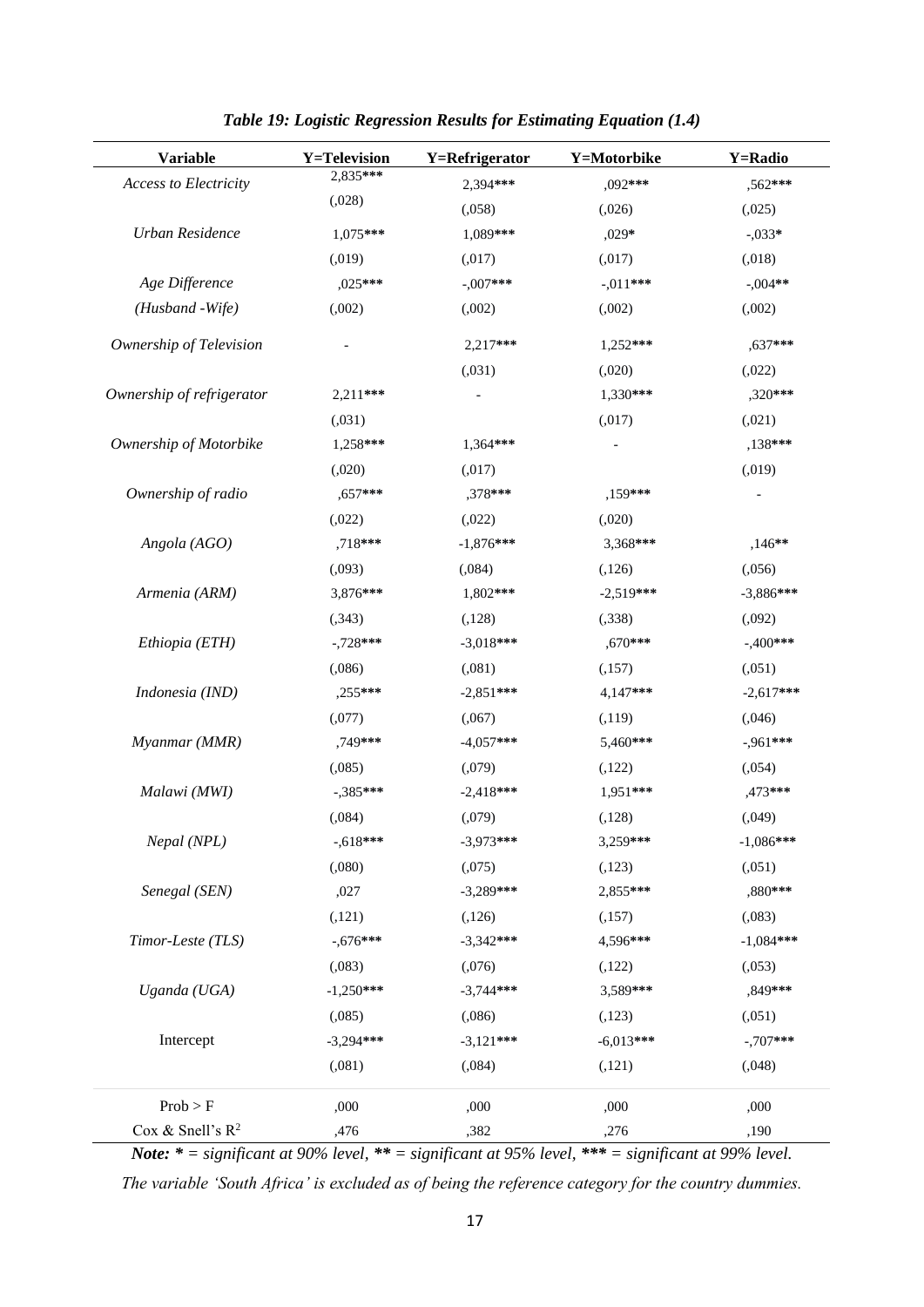***Table 19: Logistic Regression Results for Estimating Equation (1.4)***

| Variable | Y=Television | Y=Refrigerator | Y=Motorbike | Y=Radio |
|---|---|---|---|---|
| *Access to Electricity* | 2,835*** | 2,394*** | ,092*** | ,562*** |
| | (,028) | (,058) | (,026) | (,025) |
| *Urban Residence* | 1,075*** | 1,089*** | ,029* | -,033* |
| | (,019) | (,017) | (,017) | (,018) |
| *Age Difference (Husband -Wife)* | ,025*** | -,007*** | -,011*** | -,004** |
| | (,002) | (,002) | (,002) | (,002) |
| *Ownership of Television* | - | 2,217*** | 1,252*** | ,637*** |
| | | (,031) | (,020) | (,022) |
| *Ownership of refrigerator* | 2,211*** | - | 1,330*** | ,320*** |
| | (,031) | | (,017) | (,021) |
| *Ownership of Motorbike* | 1,258*** | 1,364*** | - | ,138*** |
| | (,020) | (,017) | | (,019) |
| *Ownership of radio* | ,657*** | ,378*** | ,159*** | - |
| | (,022) | (,022) | (,020) | |
| *Angola (AGO)* | ,718*** | -1,876*** | 3,368*** | ,146** |
| | (,093) | (,084) | (,126) | (,056) |
| *Armenia (ARM)* | 3,876*** | 1,802*** | -2,519*** | -3,886*** |
| | (,343) | (,128) | (,338) | (,092) |
| *Ethiopia (ETH)* | -,728*** | -3,018*** | ,670*** | -,400*** |
| | (,086) | (,081) | (,157) | (,051) |
| *Indonesia (IND)* | ,255*** | -2,851*** | 4,147*** | -2,617*** |
| | (,077) | (,067) | (,119) | (,046) |
| *Myanmar (MMR)* | ,749*** | -4,057*** | 5,460*** | -,961*** |
| | (,085) | (,079) | (,122) | (,054) |
| *Malawi (MWI)* | -,385*** | -2,418*** | 1,951*** | ,473*** |
| | (,084) | (,079) | (,128) | (,049) |
| *Nepal (NPL)* | -,618*** | -3,973*** | 3,259*** | -1,086*** |
| | (,080) | (,075) | (,123) | (,051) |
| *Senegal (SEN)* | ,027 | -3,289*** | 2,855*** | ,880*** |
| | (,121) | (,126) | (,157) | (,083) |
| *Timor-Leste (TLS)* | -,676*** | -3,342*** | 4,596*** | -1,084*** |
| | (,083) | (,076) | (,122) | (,053) |
| *Uganda (UGA)* | -1,250*** | -3,744*** | 3,589*** | ,849*** |
| | (,085) | (,086) | (,123) | (,051) |
| Intercept | -3,294*** | -3,121*** | -6,013*** | -,707*** |
| | (,081) | (,084) | (,121) | (,048) |
| Prob > F | ,000 | ,000 | ,000 | ,000 |
| Cox & Snell's $R^2$ | ,476 | ,382 | ,276 | ,190 |

***Note:*** *\* = significant at 90% level, \*\* = significant at 95% level, \*\*\* = significant at 99% level.*

*The variable 'South Africa' is excluded as of being the reference category for the country dummies.*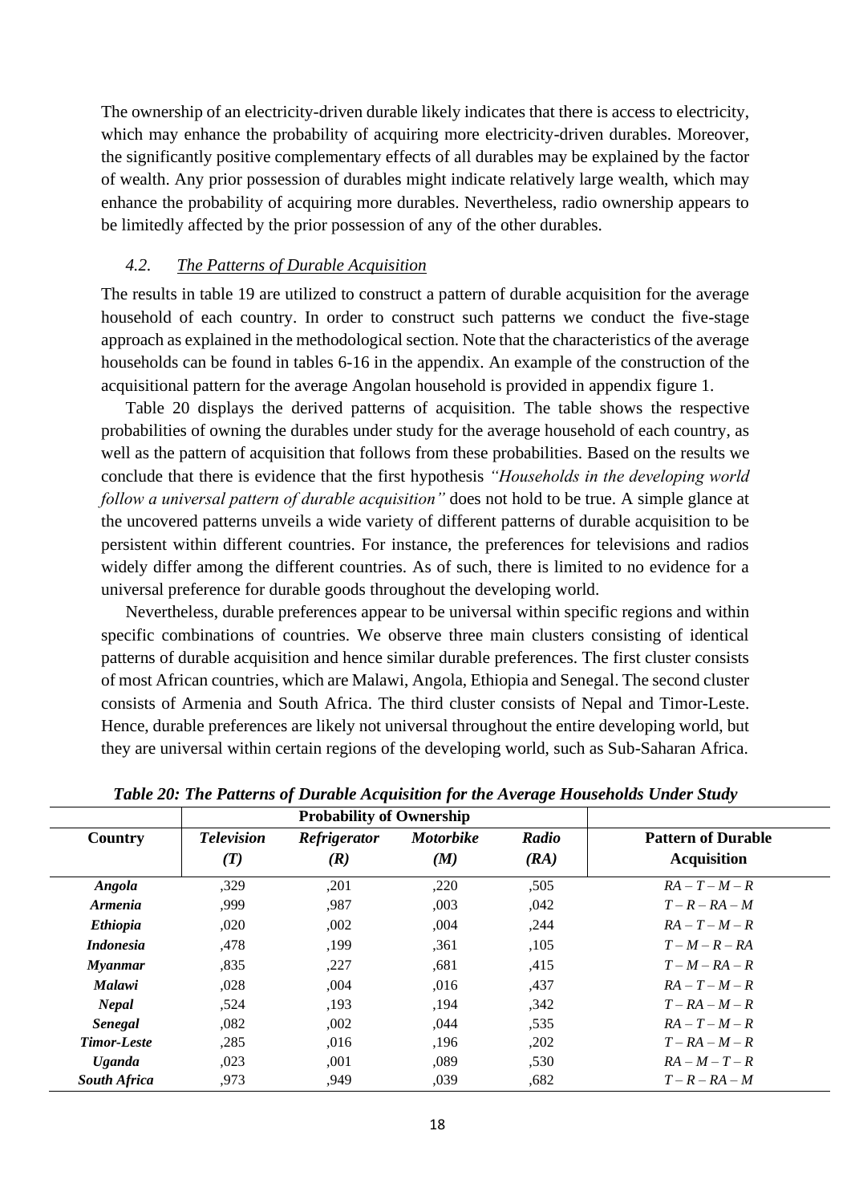The ownership of an electricity-driven durable likely indicates that there is access to electricity, which may enhance the probability of acquiring more electricity-driven durables. Moreover, the significantly positive complementary effects of all durables may be explained by the factor of wealth. Any prior possession of durables might indicate relatively large wealth, which may enhance the probability of acquiring more durables. Nevertheless, radio ownership appears to be limitedly affected by the prior possession of any of the other durables.

### *4.2. The Patterns of Durable Acquisition*

The results in table 19 are utilized to construct a pattern of durable acquisition for the average household of each country. In order to construct such patterns we conduct the five-stage approach as explained in the methodological section. Note that the characteristics of the average households can be found in tables 6-16 in the appendix. An example of the construction of the acquisitional pattern for the average Angolan household is provided in appendix figure 1.

Table 20 displays the derived patterns of acquisition. The table shows the respective probabilities of owning the durables under study for the average household of each country, as well as the pattern of acquisition that follows from these probabilities. Based on the results we conclude that there is evidence that the first hypothesis *"Households in the developing world follow a universal pattern of durable acquisition"* does not hold to be true. A simple glance at the uncovered patterns unveils a wide variety of different patterns of durable acquisition to be persistent within different countries. For instance, the preferences for televisions and radios widely differ among the different countries. As of such, there is limited to no evidence for a universal preference for durable goods throughout the developing world.

Nevertheless, durable preferences appear to be universal within specific regions and within specific combinations of countries. We observe three main clusters consisting of identical patterns of durable acquisition and hence similar durable preferences. The first cluster consists of most African countries, which are Malawi, Angola, Ethiopia and Senegal. The second cluster consists of Armenia and South Africa. The third cluster consists of Nepal and Timor-Leste. Hence, durable preferences are likely not universal throughout the entire developing world, but they are universal within certain regions of the developing world, such as Sub-Saharan Africa.

***Table 20: The Patterns of Durable Acquisition for the Average Households Under Study***

| | Probability of Ownership | | | | |
|---|---|---|---|---|---|
| **Country** | ***Television (T)*** | ***Refrigerator (R)*** | ***Motorbike (M)*** | ***Radio (RA)*** | **Pattern of Durable Acquisition** |
| ***Angola*** | ,329 | ,201 | ,220 | ,505 | *RA – T – M – R* |
| ***Armenia*** | ,999 | ,987 | ,003 | ,042 | *T – R – RA – M* |
| ***Ethiopia*** | ,020 | ,002 | ,004 | ,244 | *RA – T – M – R* |
| ***Indonesia*** | ,478 | ,199 | ,361 | ,105 | *T – M – R – RA* |
| ***Myanmar*** | ,835 | ,227 | ,681 | ,415 | *T – M – RA – R* |
| ***Malawi*** | ,028 | ,004 | ,016 | ,437 | *RA – T – M – R* |
| ***Nepal*** | ,524 | ,193 | ,194 | ,342 | *T – RA – M – R* |
| ***Senegal*** | ,082 | ,002 | ,044 | ,535 | *RA – T – M – R* |
| ***Timor-Leste*** | ,285 | ,016 | ,196 | ,202 | *T – RA – M – R* |
| ***Uganda*** | ,023 | ,001 | ,089 | ,530 | *RA – M – T – R* |
| ***South Africa*** | ,973 | ,949 | ,039 | ,682 | *T – R – RA – M* |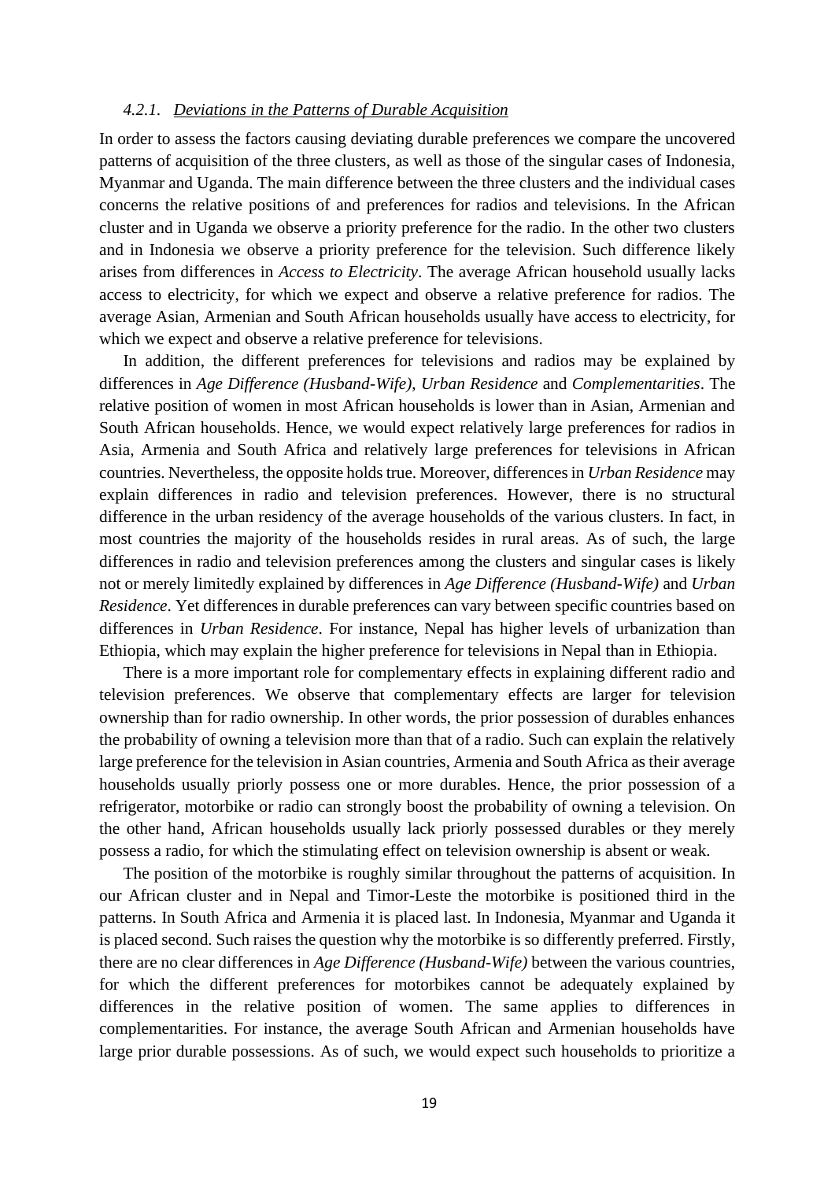#### *4.2.1. Deviations in the Patterns of Durable Acquisition*

In order to assess the factors causing deviating durable preferences we compare the uncovered patterns of acquisition of the three clusters, as well as those of the singular cases of Indonesia, Myanmar and Uganda. The main difference between the three clusters and the individual cases concerns the relative positions of and preferences for radios and televisions. In the African cluster and in Uganda we observe a priority preference for the radio. In the other two clusters and in Indonesia we observe a priority preference for the television. Such difference likely arises from differences in *Access to Electricity*. The average African household usually lacks access to electricity, for which we expect and observe a relative preference for radios. The average Asian, Armenian and South African households usually have access to electricity, for which we expect and observe a relative preference for televisions.

In addition, the different preferences for televisions and radios may be explained by differences in *Age Difference (Husband-Wife), Urban Residence* and *Complementarities*. The relative position of women in most African households is lower than in Asian, Armenian and South African households. Hence, we would expect relatively large preferences for radios in Asia, Armenia and South Africa and relatively large preferences for televisions in African countries. Nevertheless, the opposite holds true. Moreover, differences in *Urban Residence* may explain differences in radio and television preferences. However, there is no structural difference in the urban residency of the average households of the various clusters. In fact, in most countries the majority of the households resides in rural areas. As of such, the large differences in radio and television preferences among the clusters and singular cases is likely not or merely limitedly explained by differences in *Age Difference (Husband-Wife)* and *Urban Residence*. Yet differences in durable preferences can vary between specific countries based on differences in *Urban Residence*. For instance, Nepal has higher levels of urbanization than Ethiopia, which may explain the higher preference for televisions in Nepal than in Ethiopia.

There is a more important role for complementary effects in explaining different radio and television preferences. We observe that complementary effects are larger for television ownership than for radio ownership. In other words, the prior possession of durables enhances the probability of owning a television more than that of a radio. Such can explain the relatively large preference for the television in Asian countries, Armenia and South Africa as their average households usually priorly possess one or more durables. Hence, the prior possession of a refrigerator, motorbike or radio can strongly boost the probability of owning a television. On the other hand, African households usually lack priorly possessed durables or they merely possess a radio, for which the stimulating effect on television ownership is absent or weak.

The position of the motorbike is roughly similar throughout the patterns of acquisition. In our African cluster and in Nepal and Timor-Leste the motorbike is positioned third in the patterns. In South Africa and Armenia it is placed last. In Indonesia, Myanmar and Uganda it is placed second. Such raises the question why the motorbike is so differently preferred. Firstly, there are no clear differences in *Age Difference (Husband-Wife)* between the various countries, for which the different preferences for motorbikes cannot be adequately explained by differences in the relative position of women. The same applies to differences in complementarities. For instance, the average South African and Armenian households have large prior durable possessions. As of such, we would expect such households to prioritize a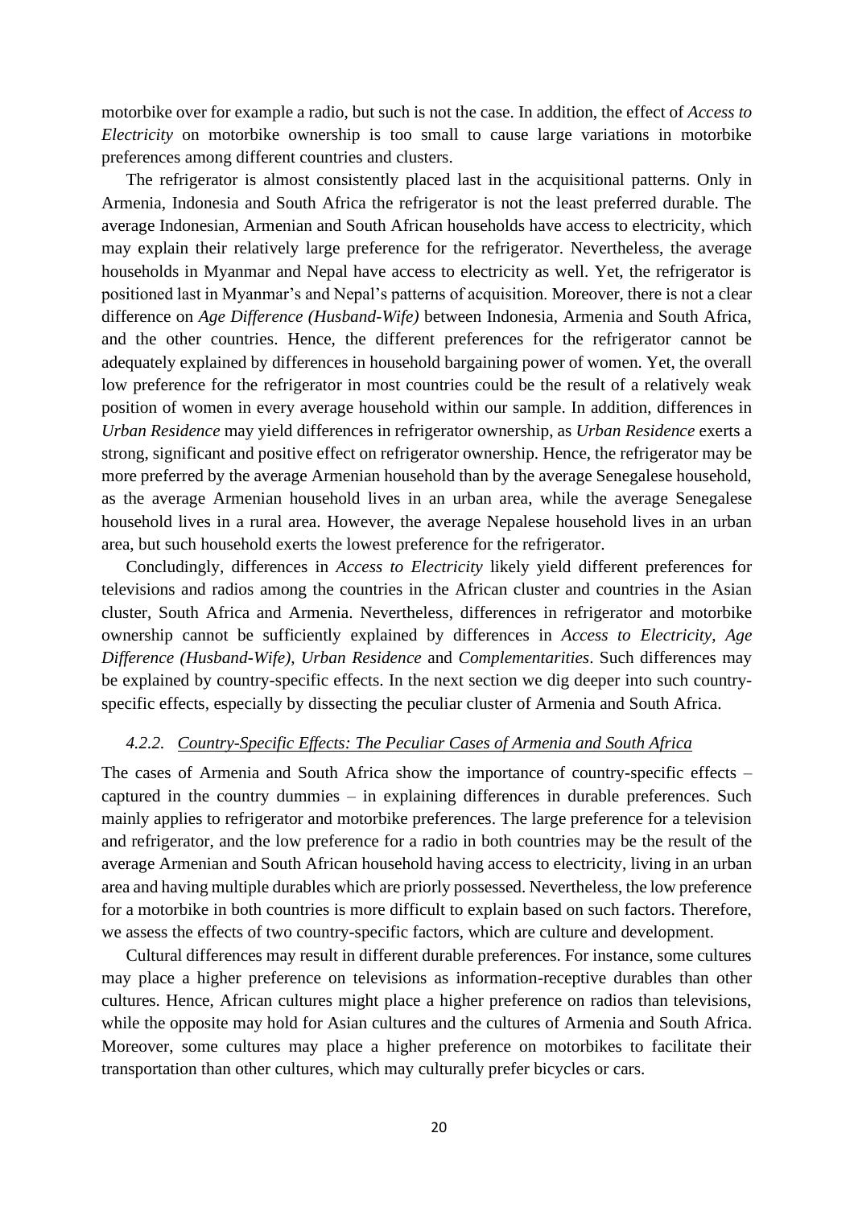motorbike over for example a radio, but such is not the case. In addition, the effect of *Access to Electricity* on motorbike ownership is too small to cause large variations in motorbike preferences among different countries and clusters.

The refrigerator is almost consistently placed last in the acquisitional patterns. Only in Armenia, Indonesia and South Africa the refrigerator is not the least preferred durable. The average Indonesian, Armenian and South African households have access to electricity, which may explain their relatively large preference for the refrigerator. Nevertheless, the average households in Myanmar and Nepal have access to electricity as well. Yet, the refrigerator is positioned last in Myanmar's and Nepal's patterns of acquisition. Moreover, there is not a clear difference on *Age Difference (Husband-Wife)* between Indonesia, Armenia and South Africa, and the other countries. Hence, the different preferences for the refrigerator cannot be adequately explained by differences in household bargaining power of women. Yet, the overall low preference for the refrigerator in most countries could be the result of a relatively weak position of women in every average household within our sample. In addition, differences in *Urban Residence* may yield differences in refrigerator ownership, as *Urban Residence* exerts a strong, significant and positive effect on refrigerator ownership. Hence, the refrigerator may be more preferred by the average Armenian household than by the average Senegalese household, as the average Armenian household lives in an urban area, while the average Senegalese household lives in a rural area. However, the average Nepalese household lives in an urban area, but such household exerts the lowest preference for the refrigerator.

Concludingly, differences in *Access to Electricity* likely yield different preferences for televisions and radios among the countries in the African cluster and countries in the Asian cluster, South Africa and Armenia. Nevertheless, differences in refrigerator and motorbike ownership cannot be sufficiently explained by differences in *Access to Electricity*, *Age Difference (Husband-Wife)*, *Urban Residence* and *Complementarities*. Such differences may be explained by country-specific effects. In the next section we dig deeper into such country-specific effects, especially by dissecting the peculiar cluster of Armenia and South Africa.

#### *4.2.2. Country-Specific Effects: The Peculiar Cases of Armenia and South Africa*

The cases of Armenia and South Africa show the importance of country-specific effects – captured in the country dummies – in explaining differences in durable preferences. Such mainly applies to refrigerator and motorbike preferences. The large preference for a television and refrigerator, and the low preference for a radio in both countries may be the result of the average Armenian and South African household having access to electricity, living in an urban area and having multiple durables which are priorly possessed. Nevertheless, the low preference for a motorbike in both countries is more difficult to explain based on such factors. Therefore, we assess the effects of two country-specific factors, which are culture and development.

Cultural differences may result in different durable preferences. For instance, some cultures may place a higher preference on televisions as information-receptive durables than other cultures. Hence, African cultures might place a higher preference on radios than televisions, while the opposite may hold for Asian cultures and the cultures of Armenia and South Africa. Moreover, some cultures may place a higher preference on motorbikes to facilitate their transportation than other cultures, which may culturally prefer bicycles or cars.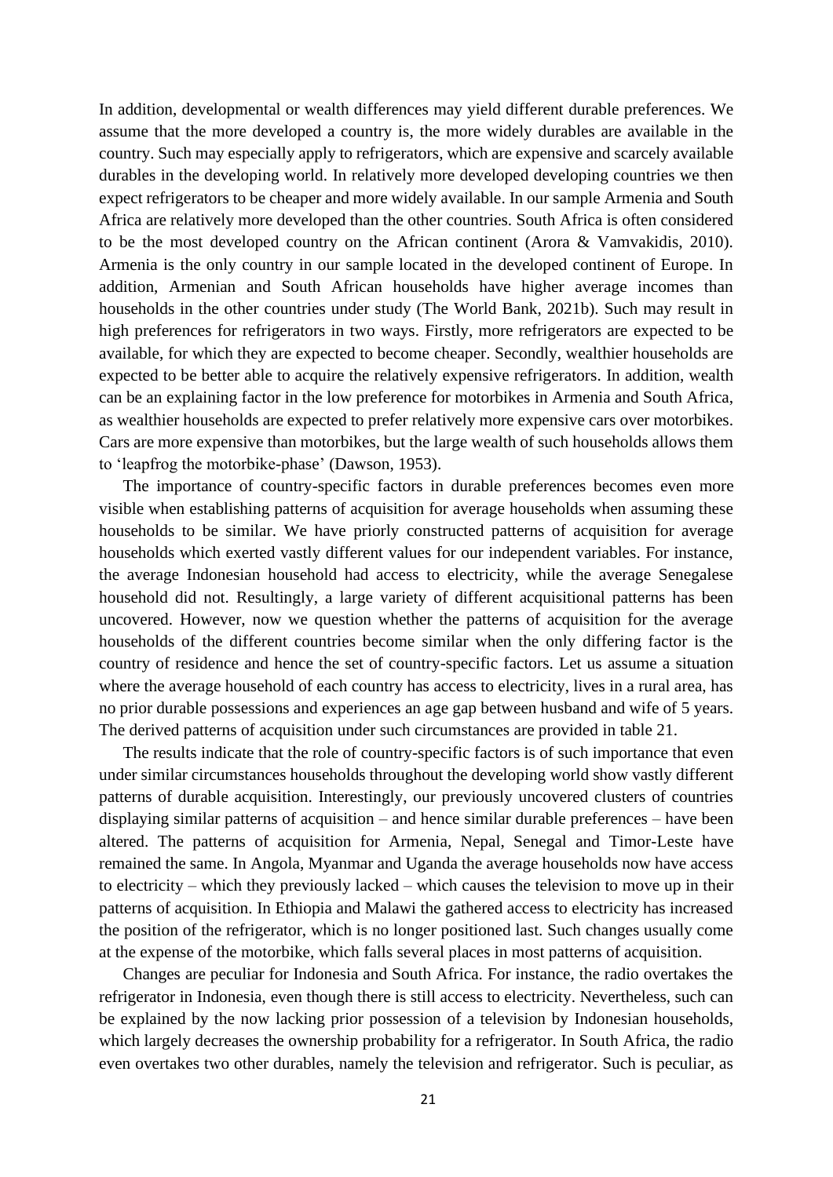In addition, developmental or wealth differences may yield different durable preferences. We assume that the more developed a country is, the more widely durables are available in the country. Such may especially apply to refrigerators, which are expensive and scarcely available durables in the developing world. In relatively more developed developing countries we then expect refrigerators to be cheaper and more widely available. In our sample Armenia and South Africa are relatively more developed than the other countries. South Africa is often considered to be the most developed country on the African continent (Arora & Vamvakidis, 2010). Armenia is the only country in our sample located in the developed continent of Europe. In addition, Armenian and South African households have higher average incomes than households in the other countries under study (The World Bank, 2021b). Such may result in high preferences for refrigerators in two ways. Firstly, more refrigerators are expected to be available, for which they are expected to become cheaper. Secondly, wealthier households are expected to be better able to acquire the relatively expensive refrigerators. In addition, wealth can be an explaining factor in the low preference for motorbikes in Armenia and South Africa, as wealthier households are expected to prefer relatively more expensive cars over motorbikes. Cars are more expensive than motorbikes, but the large wealth of such households allows them to 'leapfrog the motorbike-phase' (Dawson, 1953).

The importance of country-specific factors in durable preferences becomes even more visible when establishing patterns of acquisition for average households when assuming these households to be similar. We have priorly constructed patterns of acquisition for average households which exerted vastly different values for our independent variables. For instance, the average Indonesian household had access to electricity, while the average Senegalese household did not. Resultingly, a large variety of different acquisitional patterns has been uncovered. However, now we question whether the patterns of acquisition for the average households of the different countries become similar when the only differing factor is the country of residence and hence the set of country-specific factors. Let us assume a situation where the average household of each country has access to electricity, lives in a rural area, has no prior durable possessions and experiences an age gap between husband and wife of 5 years. The derived patterns of acquisition under such circumstances are provided in table 21.

The results indicate that the role of country-specific factors is of such importance that even under similar circumstances households throughout the developing world show vastly different patterns of durable acquisition. Interestingly, our previously uncovered clusters of countries displaying similar patterns of acquisition – and hence similar durable preferences – have been altered. The patterns of acquisition for Armenia, Nepal, Senegal and Timor-Leste have remained the same. In Angola, Myanmar and Uganda the average households now have access to electricity – which they previously lacked – which causes the television to move up in their patterns of acquisition. In Ethiopia and Malawi the gathered access to electricity has increased the position of the refrigerator, which is no longer positioned last. Such changes usually come at the expense of the motorbike, which falls several places in most patterns of acquisition.

Changes are peculiar for Indonesia and South Africa. For instance, the radio overtakes the refrigerator in Indonesia, even though there is still access to electricity. Nevertheless, such can be explained by the now lacking prior possession of a television by Indonesian households, which largely decreases the ownership probability for a refrigerator. In South Africa, the radio even overtakes two other durables, namely the television and refrigerator. Such is peculiar, as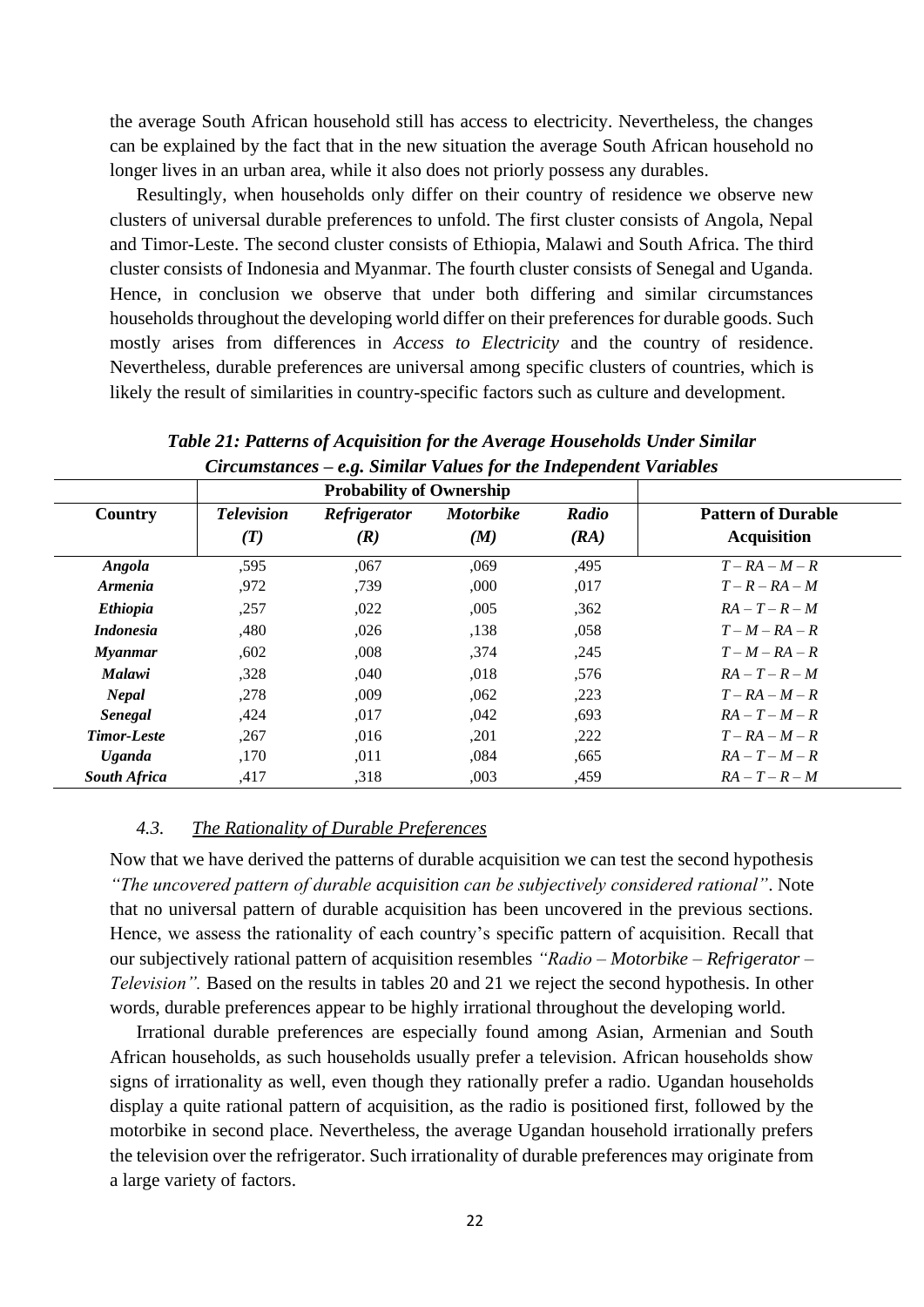the average South African household still has access to electricity. Nevertheless, the changes can be explained by the fact that in the new situation the average South African household no longer lives in an urban area, while it also does not priorly possess any durables.

Resultingly, when households only differ on their country of residence we observe new clusters of universal durable preferences to unfold. The first cluster consists of Angola, Nepal and Timor-Leste. The second cluster consists of Ethiopia, Malawi and South Africa. The third cluster consists of Indonesia and Myanmar. The fourth cluster consists of Senegal and Uganda. Hence, in conclusion we observe that under both differing and similar circumstances households throughout the developing world differ on their preferences for durable goods. Such mostly arises from differences in *Access to Electricity* and the country of residence. Nevertheless, durable preferences are universal among specific clusters of countries, which is likely the result of similarities in country-specific factors such as culture and development.

***Table 21: Patterns of Acquisition for the Average Households Under Similar Circumstances – e.g. Similar Values for the Independent Variables***

| | **Probability of Ownership** | | | | |
|---|---|---|---|---|---|
| **Country** | ***Television (T)*** | ***Refrigerator (R)*** | ***Motorbike (M)*** | ***Radio (RA)*** | **Pattern of Durable Acquisition** |
| ***Angola*** | ,595 | ,067 | ,069 | ,495 | *T – RA – M – R* |
| ***Armenia*** | ,972 | ,739 | ,000 | ,017 | *T – R – RA – M* |
| ***Ethiopia*** | ,257 | ,022 | ,005 | ,362 | *RA – T – R – M* |
| ***Indonesia*** | ,480 | ,026 | ,138 | ,058 | *T – M – RA – R* |
| ***Myanmar*** | ,602 | ,008 | ,374 | ,245 | *T – M – RA – R* |
| ***Malawi*** | ,328 | ,040 | ,018 | ,576 | *RA – T – R – M* |
| ***Nepal*** | ,278 | ,009 | ,062 | ,223 | *T – RA – M – R* |
| ***Senegal*** | ,424 | ,017 | ,042 | ,693 | *RA – T – M – R* |
| ***Timor-Leste*** | ,267 | ,016 | ,201 | ,222 | *T – RA – M – R* |
| ***Uganda*** | ,170 | ,011 | ,084 | ,665 | *RA – T – M – R* |
| ***South Africa*** | ,417 | ,318 | ,003 | ,459 | *RA – T – R – M* |

### *4.3. The Rationality of Durable Preferences*

Now that we have derived the patterns of durable acquisition we can test the second hypothesis *"The uncovered pattern of durable acquisition can be subjectively considered rational"*. Note that no universal pattern of durable acquisition has been uncovered in the previous sections. Hence, we assess the rationality of each country's specific pattern of acquisition. Recall that our subjectively rational pattern of acquisition resembles *"Radio – Motorbike – Refrigerator – Television".* Based on the results in tables 20 and 21 we reject the second hypothesis. In other words, durable preferences appear to be highly irrational throughout the developing world.

Irrational durable preferences are especially found among Asian, Armenian and South African households, as such households usually prefer a television. African households show signs of irrationality as well, even though they rationally prefer a radio. Ugandan households display a quite rational pattern of acquisition, as the radio is positioned first, followed by the motorbike in second place. Nevertheless, the average Ugandan household irrationally prefers the television over the refrigerator. Such irrationality of durable preferences may originate from a large variety of factors.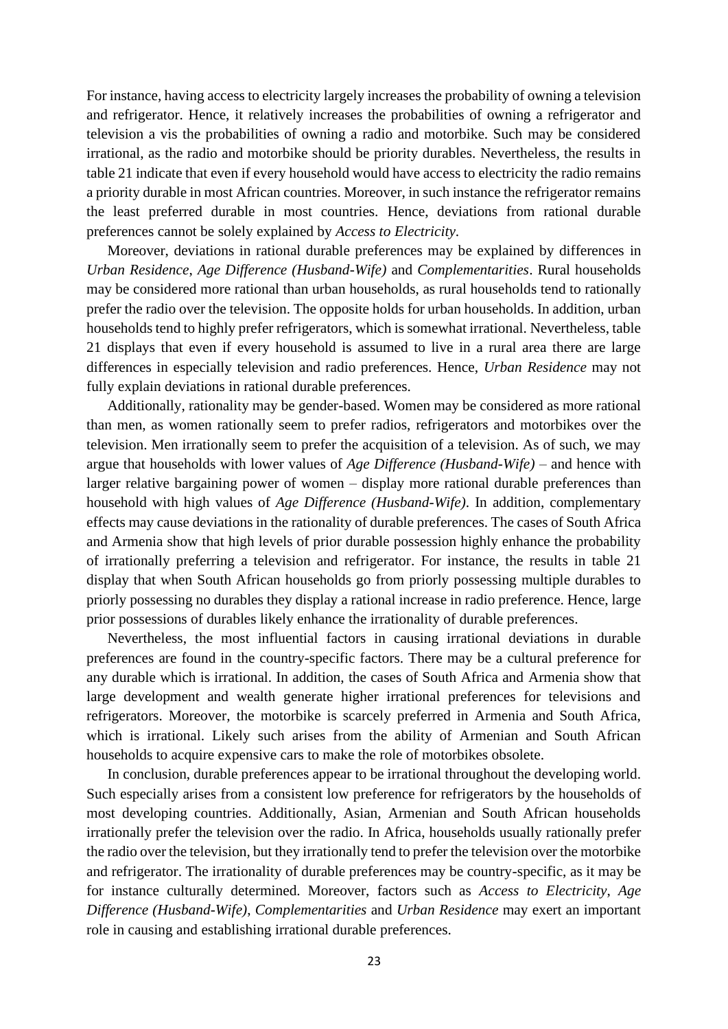For instance, having access to electricity largely increases the probability of owning a television and refrigerator. Hence, it relatively increases the probabilities of owning a refrigerator and television a vis the probabilities of owning a radio and motorbike. Such may be considered irrational, as the radio and motorbike should be priority durables. Nevertheless, the results in table 21 indicate that even if every household would have access to electricity the radio remains a priority durable in most African countries. Moreover, in such instance the refrigerator remains the least preferred durable in most countries. Hence, deviations from rational durable preferences cannot be solely explained by *Access to Electricity*.

Moreover, deviations in rational durable preferences may be explained by differences in *Urban Residence*, *Age Difference (Husband-Wife)* and *Complementarities*. Rural households may be considered more rational than urban households, as rural households tend to rationally prefer the radio over the television. The opposite holds for urban households. In addition, urban households tend to highly prefer refrigerators, which is somewhat irrational. Nevertheless, table 21 displays that even if every household is assumed to live in a rural area there are large differences in especially television and radio preferences. Hence, *Urban Residence* may not fully explain deviations in rational durable preferences.

Additionally, rationality may be gender-based. Women may be considered as more rational than men, as women rationally seem to prefer radios, refrigerators and motorbikes over the television. Men irrationally seem to prefer the acquisition of a television. As of such, we may argue that households with lower values of *Age Difference (Husband-Wife)* – and hence with larger relative bargaining power of women – display more rational durable preferences than household with high values of *Age Difference (Husband-Wife)*. In addition, complementary effects may cause deviations in the rationality of durable preferences. The cases of South Africa and Armenia show that high levels of prior durable possession highly enhance the probability of irrationally preferring a television and refrigerator. For instance, the results in table 21 display that when South African households go from priorly possessing multiple durables to priorly possessing no durables they display a rational increase in radio preference. Hence, large prior possessions of durables likely enhance the irrationality of durable preferences.

Nevertheless, the most influential factors in causing irrational deviations in durable preferences are found in the country-specific factors. There may be a cultural preference for any durable which is irrational. In addition, the cases of South Africa and Armenia show that large development and wealth generate higher irrational preferences for televisions and refrigerators. Moreover, the motorbike is scarcely preferred in Armenia and South Africa, which is irrational. Likely such arises from the ability of Armenian and South African households to acquire expensive cars to make the role of motorbikes obsolete.

In conclusion, durable preferences appear to be irrational throughout the developing world. Such especially arises from a consistent low preference for refrigerators by the households of most developing countries. Additionally, Asian, Armenian and South African households irrationally prefer the television over the radio. In Africa, households usually rationally prefer the radio over the television, but they irrationally tend to prefer the television over the motorbike and refrigerator. The irrationality of durable preferences may be country-specific, as it may be for instance culturally determined. Moreover, factors such as *Access to Electricity*, *Age Difference (Husband-Wife)*, *Complementarities* and *Urban Residence* may exert an important role in causing and establishing irrational durable preferences.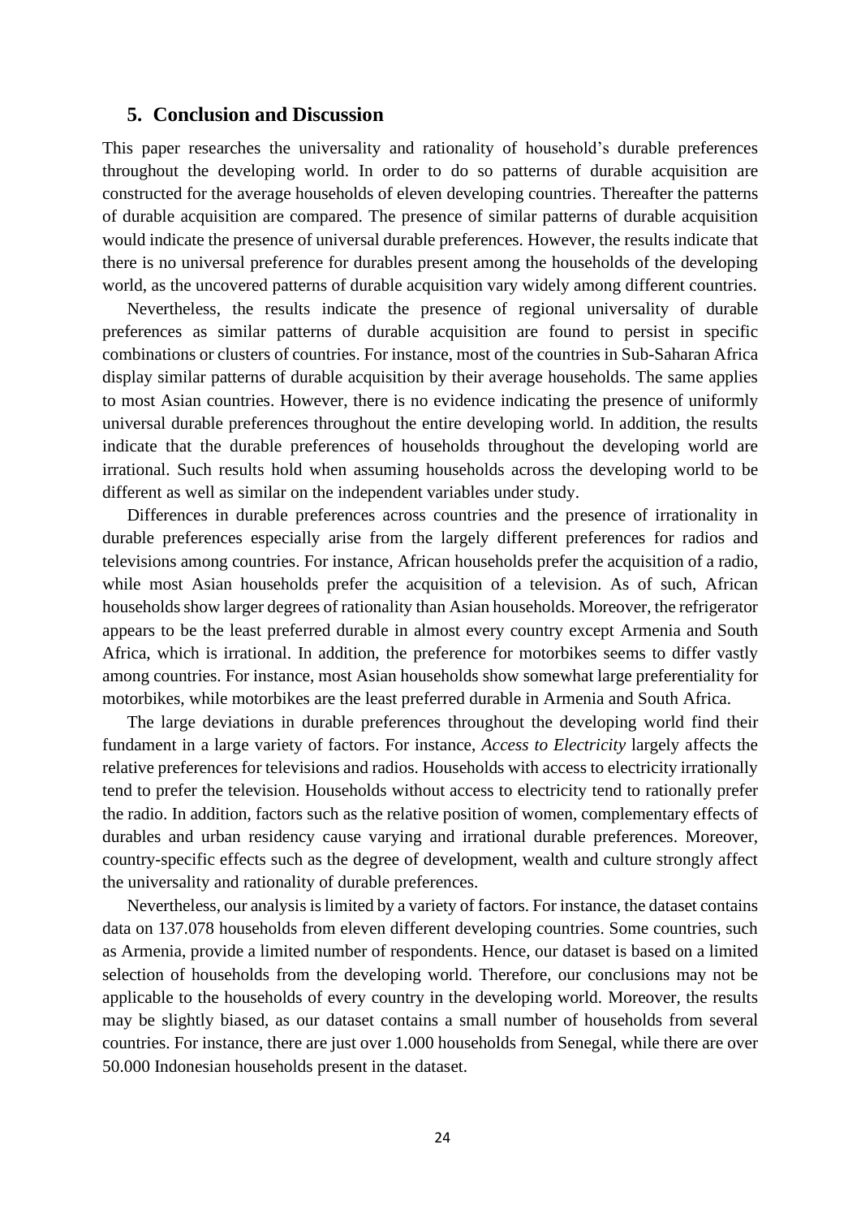## 5. Conclusion and Discussion

This paper researches the universality and rationality of household's durable preferences throughout the developing world. In order to do so patterns of durable acquisition are constructed for the average households of eleven developing countries. Thereafter the patterns of durable acquisition are compared. The presence of similar patterns of durable acquisition would indicate the presence of universal durable preferences. However, the results indicate that there is no universal preference for durables present among the households of the developing world, as the uncovered patterns of durable acquisition vary widely among different countries.

Nevertheless, the results indicate the presence of regional universality of durable preferences as similar patterns of durable acquisition are found to persist in specific combinations or clusters of countries. For instance, most of the countries in Sub-Saharan Africa display similar patterns of durable acquisition by their average households. The same applies to most Asian countries. However, there is no evidence indicating the presence of uniformly universal durable preferences throughout the entire developing world. In addition, the results indicate that the durable preferences of households throughout the developing world are irrational. Such results hold when assuming households across the developing world to be different as well as similar on the independent variables under study.

Differences in durable preferences across countries and the presence of irrationality in durable preferences especially arise from the largely different preferences for radios and televisions among countries. For instance, African households prefer the acquisition of a radio, while most Asian households prefer the acquisition of a television. As of such, African households show larger degrees of rationality than Asian households. Moreover, the refrigerator appears to be the least preferred durable in almost every country except Armenia and South Africa, which is irrational. In addition, the preference for motorbikes seems to differ vastly among countries. For instance, most Asian households show somewhat large preferentiality for motorbikes, while motorbikes are the least preferred durable in Armenia and South Africa.

The large deviations in durable preferences throughout the developing world find their fundament in a large variety of factors. For instance, *Access to Electricity* largely affects the relative preferences for televisions and radios. Households with access to electricity irrationally tend to prefer the television. Households without access to electricity tend to rationally prefer the radio. In addition, factors such as the relative position of women, complementary effects of durables and urban residency cause varying and irrational durable preferences. Moreover, country-specific effects such as the degree of development, wealth and culture strongly affect the universality and rationality of durable preferences.

Nevertheless, our analysis is limited by a variety of factors. For instance, the dataset contains data on 137.078 households from eleven different developing countries. Some countries, such as Armenia, provide a limited number of respondents. Hence, our dataset is based on a limited selection of households from the developing world. Therefore, our conclusions may not be applicable to the households of every country in the developing world. Moreover, the results may be slightly biased, as our dataset contains a small number of households from several countries. For instance, there are just over 1.000 households from Senegal, while there are over 50.000 Indonesian households present in the dataset.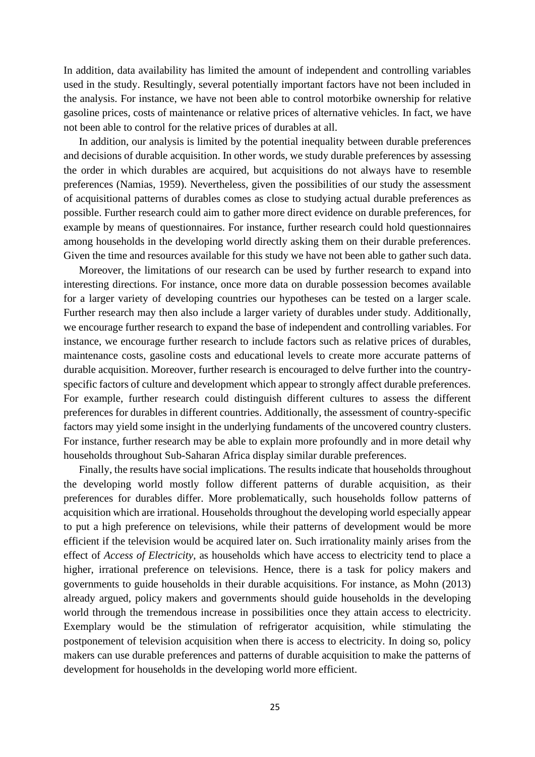In addition, data availability has limited the amount of independent and controlling variables used in the study. Resultingly, several potentially important factors have not been included in the analysis. For instance, we have not been able to control motorbike ownership for relative gasoline prices, costs of maintenance or relative prices of alternative vehicles. In fact, we have not been able to control for the relative prices of durables at all.

In addition, our analysis is limited by the potential inequality between durable preferences and decisions of durable acquisition. In other words, we study durable preferences by assessing the order in which durables are acquired, but acquisitions do not always have to resemble preferences (Namias, 1959). Nevertheless, given the possibilities of our study the assessment of acquisitional patterns of durables comes as close to studying actual durable preferences as possible. Further research could aim to gather more direct evidence on durable preferences, for example by means of questionnaires. For instance, further research could hold questionnaires among households in the developing world directly asking them on their durable preferences. Given the time and resources available for this study we have not been able to gather such data.

Moreover, the limitations of our research can be used by further research to expand into interesting directions. For instance, once more data on durable possession becomes available for a larger variety of developing countries our hypotheses can be tested on a larger scale. Further research may then also include a larger variety of durables under study. Additionally, we encourage further research to expand the base of independent and controlling variables. For instance, we encourage further research to include factors such as relative prices of durables, maintenance costs, gasoline costs and educational levels to create more accurate patterns of durable acquisition. Moreover, further research is encouraged to delve further into the country-specific factors of culture and development which appear to strongly affect durable preferences. For example, further research could distinguish different cultures to assess the different preferences for durables in different countries. Additionally, the assessment of country-specific factors may yield some insight in the underlying fundaments of the uncovered country clusters. For instance, further research may be able to explain more profoundly and in more detail why households throughout Sub-Saharan Africa display similar durable preferences.

Finally, the results have social implications. The results indicate that households throughout the developing world mostly follow different patterns of durable acquisition, as their preferences for durables differ. More problematically, such households follow patterns of acquisition which are irrational. Households throughout the developing world especially appear to put a high preference on televisions, while their patterns of development would be more efficient if the television would be acquired later on. Such irrationality mainly arises from the effect of *Access of Electricity*, as households which have access to electricity tend to place a higher, irrational preference on televisions. Hence, there is a task for policy makers and governments to guide households in their durable acquisitions. For instance, as Mohn (2013) already argued, policy makers and governments should guide households in the developing world through the tremendous increase in possibilities once they attain access to electricity. Exemplary would be the stimulation of refrigerator acquisition, while stimulating the postponement of television acquisition when there is access to electricity. In doing so, policy makers can use durable preferences and patterns of durable acquisition to make the patterns of development for households in the developing world more efficient.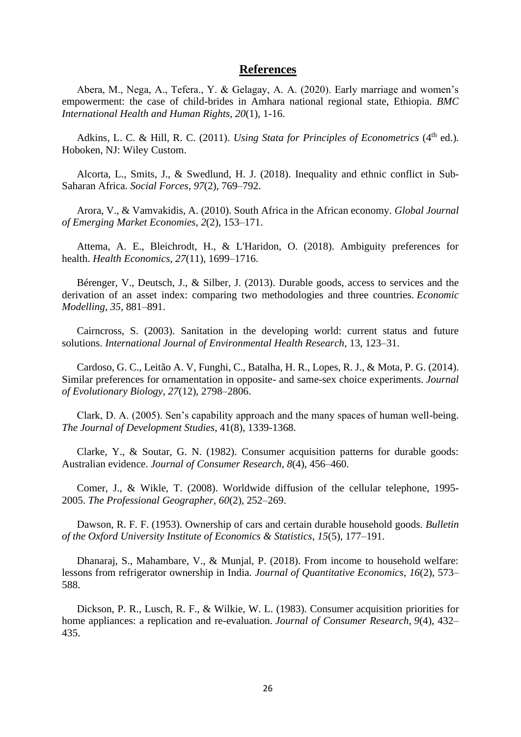## References

Abera, M., Nega, A., Tefera., Y. & Gelagay, A. A. (2020). Early marriage and women's empowerment: the case of child-brides in Amhara national regional state, Ethiopia. *BMC International Health and Human Rights*, *20*(1), 1-16.

Adkins, L. C. & Hill, R. C. (2011). *Using Stata for Principles of Econometrics* (4th ed.). Hoboken, NJ: Wiley Custom.

Alcorta, L., Smits, J., & Swedlund, H. J. (2018). Inequality and ethnic conflict in Sub-Saharan Africa. *Social Forces*, *97*(2), 769–792.

Arora, V., & Vamvakidis, A. (2010). South Africa in the African economy. *Global Journal of Emerging Market Economies*, *2*(2), 153–171.

Attema, A. E., Bleichrodt, H., & L'Haridon, O. (2018). Ambiguity preferences for health. *Health Economics*, *27*(11), 1699–1716.

Bérenger, V., Deutsch, J., & Silber, J. (2013). Durable goods, access to services and the derivation of an asset index: comparing two methodologies and three countries. *Economic Modelling*, *35*, 881–891.

Cairncross, S. (2003). Sanitation in the developing world: current status and future solutions. *International Journal of Environmental Health Research*, 13, 123–31.

Cardoso, G. C., Leitão A. V, Funghi, C., Batalha, H. R., Lopes, R. J., & Mota, P. G. (2014). Similar preferences for ornamentation in opposite- and same-sex choice experiments. *Journal of Evolutionary Biology*, *27*(12), 2798–2806.

Clark, D. A. (2005). Sen's capability approach and the many spaces of human well-being. *The Journal of Development Studies*, 41(8), 1339-1368.

Clarke, Y., & Soutar, G. N. (1982). Consumer acquisition patterns for durable goods: Australian evidence. *Journal of Consumer Research*, *8*(4), 456–460.

Comer, J., & Wikle, T. (2008). Worldwide diffusion of the cellular telephone, 1995-2005. *The Professional Geographer*, *60*(2), 252–269.

Dawson, R. F. F. (1953). Ownership of cars and certain durable household goods. *Bulletin of the Oxford University Institute of Economics & Statistics*, *15*(5), 177–191.

Dhanaraj, S., Mahambare, V., & Munjal, P. (2018). From income to household welfare: lessons from refrigerator ownership in India. *Journal of Quantitative Economics*, *16*(2), 573–588.

Dickson, P. R., Lusch, R. F., & Wilkie, W. L. (1983). Consumer acquisition priorities for home appliances: a replication and re-evaluation. *Journal of Consumer Research*, *9*(4), 432–435.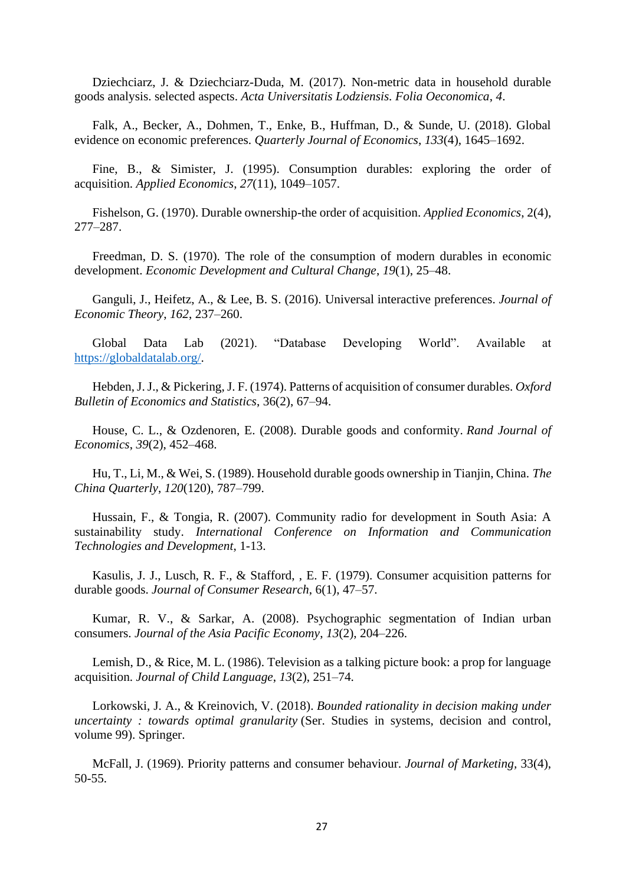Dziechciarz, J. & Dziechciarz-Duda, M. (2017). Non-metric data in household durable goods analysis. selected aspects. *Acta Universitatis Lodziensis. Folia Oeconomica*, *4*.

Falk, A., Becker, A., Dohmen, T., Enke, B., Huffman, D., & Sunde, U. (2018). Global evidence on economic preferences. *Quarterly Journal of Economics*, *133*(4), 1645–1692.

Fine, B., & Simister, J. (1995). Consumption durables: exploring the order of acquisition. *Applied Economics*, *27*(11), 1049–1057.

Fishelson, G. (1970). Durable ownership-the order of acquisition. *Applied Economics*, 2(4), 277–287.

Freedman, D. S. (1970). The role of the consumption of modern durables in economic development. *Economic Development and Cultural Change*, *19*(1), 25–48.

Ganguli, J., Heifetz, A., & Lee, B. S. (2016). Universal interactive preferences. *Journal of Economic Theory*, *162*, 237–260.

Global Data Lab (2021). "Database Developing World". Available at https://globaldatalab.org/.

Hebden, J. J., & Pickering, J. F. (1974). Patterns of acquisition of consumer durables. *Oxford Bulletin of Economics and Statistics*, 36(2), 67–94.

House, C. L., & Ozdenoren, E. (2008). Durable goods and conformity. *Rand Journal of Economics*, *39*(2), 452–468.

Hu, T., Li, M., & Wei, S. (1989). Household durable goods ownership in Tianjin, China. *The China Quarterly*, *120*(120), 787–799.

Hussain, F., & Tongia, R. (2007). Community radio for development in South Asia: A sustainability study. *International Conference on Information and Communication Technologies and Development*, 1-13.

Kasulis, J. J., Lusch, R. F., & Stafford, , E. F. (1979). Consumer acquisition patterns for durable goods. *Journal of Consumer Research*, 6(1), 47–57.

Kumar, R. V., & Sarkar, A. (2008). Psychographic segmentation of Indian urban consumers. *Journal of the Asia Pacific Economy*, *13*(2), 204–226.

Lemish, D., & Rice, M. L. (1986). Television as a talking picture book: a prop for language acquisition. *Journal of Child Language*, *13*(2), 251–74.

Lorkowski, J. A., & Kreinovich, V. (2018). *Bounded rationality in decision making under uncertainty : towards optimal granularity* (Ser. Studies in systems, decision and control, volume 99). Springer.

McFall, J. (1969). Priority patterns and consumer behaviour. *Journal of Marketing*, 33(4), 50-55.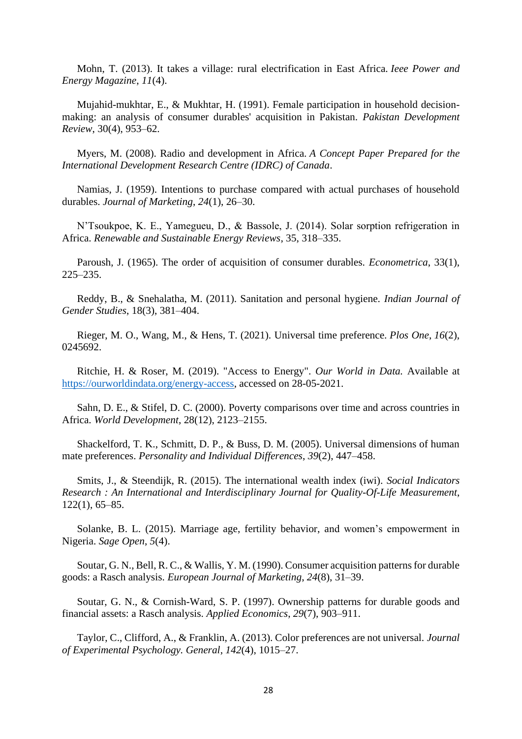Mohn, T. (2013). It takes a village: rural electrification in East Africa. *Ieee Power and Energy Magazine*, *11*(4).

Mujahid-mukhtar, E., & Mukhtar, H. (1991). Female participation in household decision-making: an analysis of consumer durables' acquisition in Pakistan. *Pakistan Development Review*, 30(4), 953–62.

Myers, M. (2008). Radio and development in Africa. *A Concept Paper Prepared for the International Development Research Centre (IDRC) of Canada*.

Namias, J. (1959). Intentions to purchase compared with actual purchases of household durables. *Journal of Marketing*, *24*(1), 26–30.

N'Tsoukpoe, K. E., Yamegueu, D., & Bassole, J. (2014). Solar sorption refrigeration in Africa. *Renewable and Sustainable Energy Reviews*, 35, 318–335.

Paroush, J. (1965). The order of acquisition of consumer durables. *Econometrica*, 33(1), 225–235.

Reddy, B., & Snehalatha, M. (2011). Sanitation and personal hygiene. *Indian Journal of Gender Studies*, 18(3), 381–404.

Rieger, M. O., Wang, M., & Hens, T. (2021). Universal time preference. *Plos One*, *16*(2), 0245692.

Ritchie, H. & Roser, M. (2019). "Access to Energy". *Our World in Data.* Available at https://ourworldindata.org/energy-access, accessed on 28-05-2021.

Sahn, D. E., & Stifel, D. C. (2000). Poverty comparisons over time and across countries in Africa. *World Development*, 28(12), 2123–2155.

Shackelford, T. K., Schmitt, D. P., & Buss, D. M. (2005). Universal dimensions of human mate preferences. *Personality and Individual Differences*, *39*(2), 447–458.

Smits, J., & Steendijk, R. (2015). The international wealth index (iwi). *Social Indicators Research : An International and Interdisciplinary Journal for Quality-Of-Life Measurement*, 122(1), 65–85.

Solanke, B. L. (2015). Marriage age, fertility behavior, and women's empowerment in Nigeria. *Sage Open*, *5*(4).

Soutar, G. N., Bell, R. C., & Wallis, Y. M. (1990). Consumer acquisition patterns for durable goods: a Rasch analysis. *European Journal of Marketing*, *24*(8), 31–39.

Soutar, G. N., & Cornish-Ward, S. P. (1997). Ownership patterns for durable goods and financial assets: a Rasch analysis. *Applied Economics*, *29*(7), 903–911.

Taylor, C., Clifford, A., & Franklin, A. (2013). Color preferences are not universal. *Journal of Experimental Psychology. General*, *142*(4), 1015–27.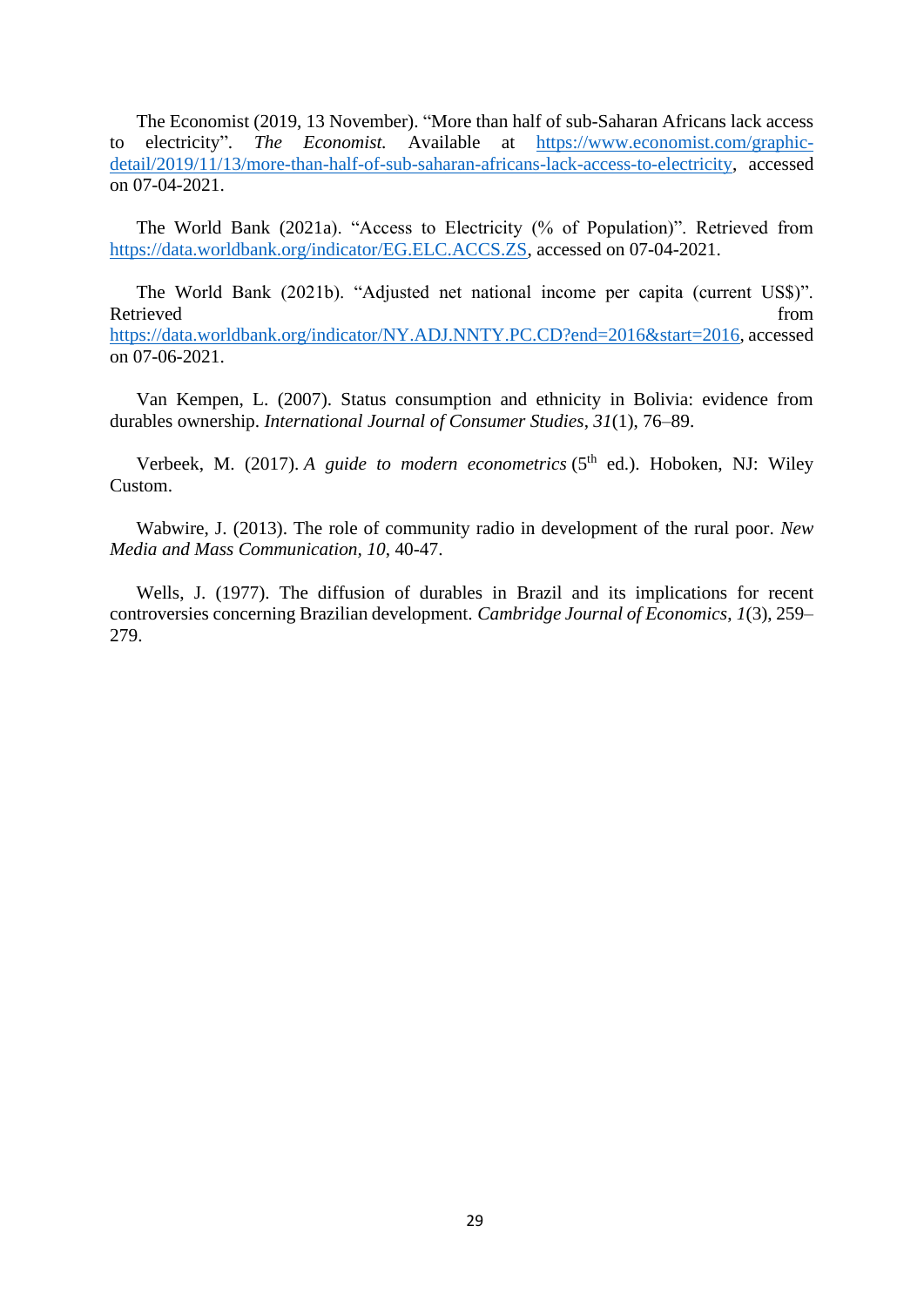The Economist (2019, 13 November). "More than half of sub-Saharan Africans lack access to electricity". *The Economist.* Available at https://www.economist.com/graphic-detail/2019/11/13/more-than-half-of-sub-saharan-africans-lack-access-to-electricity, accessed on 07-04-2021.

The World Bank (2021a). "Access to Electricity (% of Population)". Retrieved from https://data.worldbank.org/indicator/EG.ELC.ACCS.ZS, accessed on 07-04-2021.

The World Bank (2021b). "Adjusted net national income per capita (current US$)". Retrieved from https://data.worldbank.org/indicator/NY.ADJ.NNTY.PC.CD?end=2016&start=2016, accessed on 07-06-2021.

Van Kempen, L. (2007). Status consumption and ethnicity in Bolivia: evidence from durables ownership. *International Journal of Consumer Studies*, *31*(1), 76–89.

Verbeek, M. (2017). *A guide to modern econometrics* (5th ed.). Hoboken, NJ: Wiley Custom.

Wabwire, J. (2013). The role of community radio in development of the rural poor. *New Media and Mass Communication*, *10*, 40-47.

Wells, J. (1977). The diffusion of durables in Brazil and its implications for recent controversies concerning Brazilian development. *Cambridge Journal of Economics*, *1*(3), 259–279.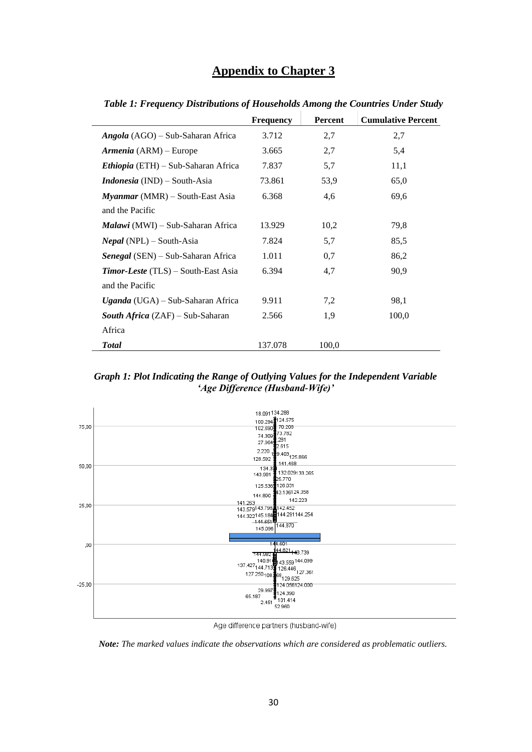# Appendix to Chapter 3

***Table 1: Frequency Distributions of Households Among the Countries Under Study***

| | Frequency | Percent | Cumulative Percent |
|---|---|---|---|
| ***Angola*** (AGO) – Sub-Saharan Africa | 3.712 | 2,7 | 2,7 |
| ***Armenia*** (ARM) – Europe | 3.665 | 2,7 | 5,4 |
| ***Ethiopia*** (ETH) – Sub-Saharan Africa | 7.837 | 5,7 | 11,1 |
| ***Indonesia*** (IND) – South-Asia | 73.861 | 53,9 | 65,0 |
| ***Myanmar*** (MMR) – South-East Asia and the Pacific | 6.368 | 4,6 | 69,6 |
| ***Malawi*** (MWI) – Sub-Saharan Africa | 13.929 | 10,2 | 79,8 |
| ***Nepal*** (NPL) – South-Asia | 7.824 | 5,7 | 85,5 |
| ***Senegal*** (SEN) – Sub-Saharan Africa | 1.011 | 0,7 | 86,2 |
| ***Timor-Leste*** (TLS) – South-East Asia and the Pacific | 6.394 | 4,7 | 90,9 |
| ***Uganda*** (UGA) – Sub-Saharan Africa | 9.911 | 7,2 | 98,1 |
| ***South Africa*** (ZAF) – Sub-Saharan Africa | 2.566 | 1,9 | 100,0 |
| ***Total*** | 137.078 | 100,0 | |

***Graph 1: Plot Indicating the Range of Outlying Values for the Independent Variable 'Age Difference (Husband-Wife)'***

***Note:*** *The marked values indicate the observations which are considered as problematic outliers.*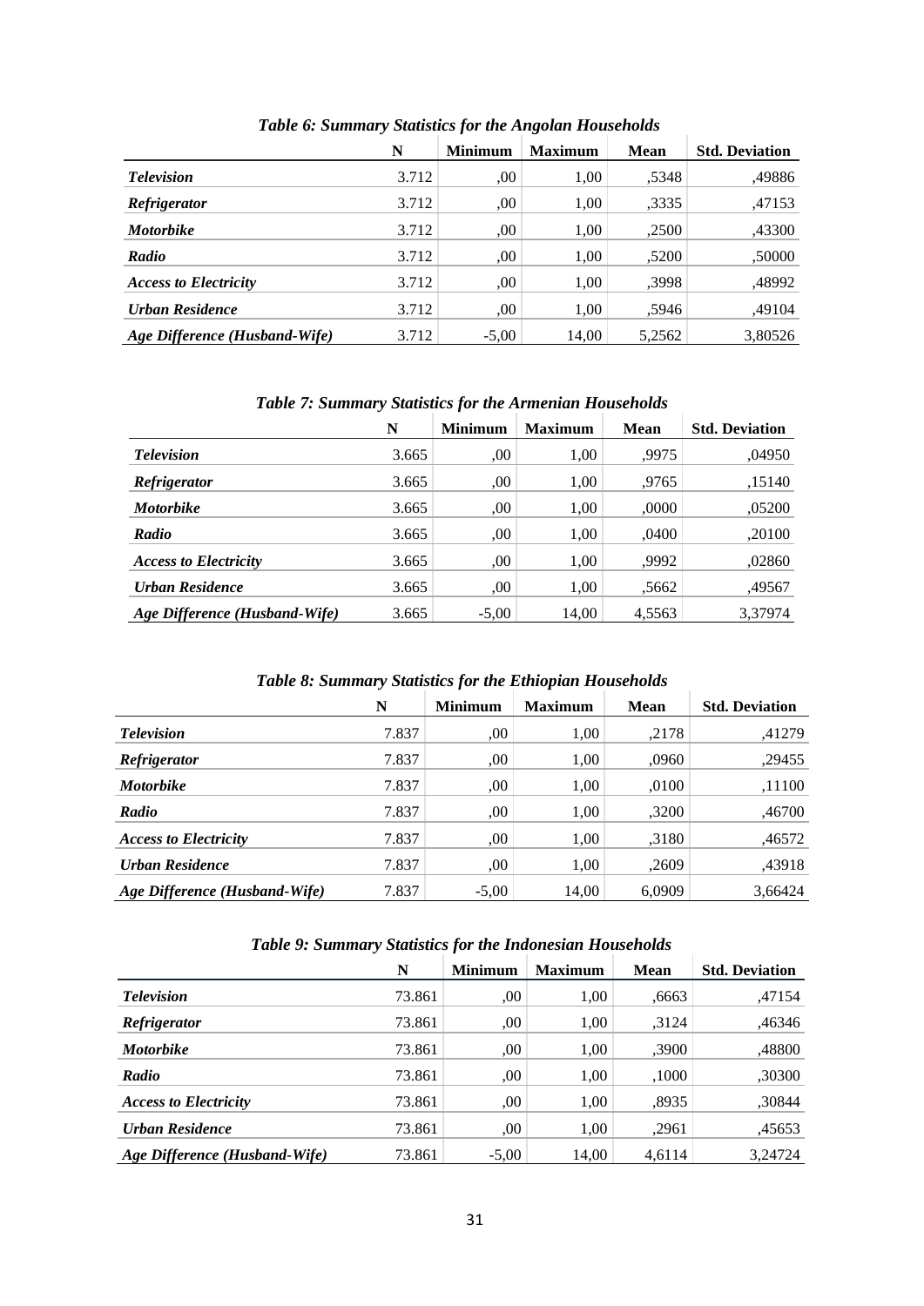*Table 6: Summary Statistics for the Angolan Households*

| | N | Minimum | Maximum | Mean | Std. Deviation |
|---|---|---|---|---|---|
| ***Television*** | 3.712 | ,00 | 1,00 | ,5348 | ,49886 |
| ***Refrigerator*** | 3.712 | ,00 | 1,00 | ,3335 | ,47153 |
| ***Motorbike*** | 3.712 | ,00 | 1,00 | ,2500 | ,43300 |
| ***Radio*** | 3.712 | ,00 | 1,00 | ,5200 | ,50000 |
| ***Access to Electricity*** | 3.712 | ,00 | 1,00 | ,3998 | ,48992 |
| ***Urban Residence*** | 3.712 | ,00 | 1,00 | ,5946 | ,49104 |
| ***Age Difference (Husband-Wife)*** | 3.712 | -5,00 | 14,00 | 5,2562 | 3,80526 |

*Table 7: Summary Statistics for the Armenian Households*

| | N | Minimum | Maximum | Mean | Std. Deviation |
|---|---|---|---|---|---|
| ***Television*** | 3.665 | ,00 | 1,00 | ,9975 | ,04950 |
| ***Refrigerator*** | 3.665 | ,00 | 1,00 | ,9765 | ,15140 |
| ***Motorbike*** | 3.665 | ,00 | 1,00 | ,0000 | ,05200 |
| ***Radio*** | 3.665 | ,00 | 1,00 | ,0400 | ,20100 |
| ***Access to Electricity*** | 3.665 | ,00 | 1,00 | ,9992 | ,02860 |
| ***Urban Residence*** | 3.665 | ,00 | 1,00 | ,5662 | ,49567 |
| ***Age Difference (Husband-Wife)*** | 3.665 | -5,00 | 14,00 | 4,5563 | 3,37974 |

*Table 8: Summary Statistics for the Ethiopian Households*

| | N | Minimum | Maximum | Mean | Std. Deviation |
|---|---|---|---|---|---|
| ***Television*** | 7.837 | ,00 | 1,00 | ,2178 | ,41279 |
| ***Refrigerator*** | 7.837 | ,00 | 1,00 | ,0960 | ,29455 |
| ***Motorbike*** | 7.837 | ,00 | 1,00 | ,0100 | ,11100 |
| ***Radio*** | 7.837 | ,00 | 1,00 | ,3200 | ,46700 |
| ***Access to Electricity*** | 7.837 | ,00 | 1,00 | ,3180 | ,46572 |
| ***Urban Residence*** | 7.837 | ,00 | 1,00 | ,2609 | ,43918 |
| ***Age Difference (Husband-Wife)*** | 7.837 | -5,00 | 14,00 | 6,0909 | 3,66424 |

*Table 9: Summary Statistics for the Indonesian Households*

| | N | Minimum | Maximum | Mean | Std. Deviation |
|---|---|---|---|---|---|
| ***Television*** | 73.861 | ,00 | 1,00 | ,6663 | ,47154 |
| ***Refrigerator*** | 73.861 | ,00 | 1,00 | ,3124 | ,46346 |
| ***Motorbike*** | 73.861 | ,00 | 1,00 | ,3900 | ,48800 |
| ***Radio*** | 73.861 | ,00 | 1,00 | ,1000 | ,30300 |
| ***Access to Electricity*** | 73.861 | ,00 | 1,00 | ,8935 | ,30844 |
| ***Urban Residence*** | 73.861 | ,00 | 1,00 | ,2961 | ,45653 |
| ***Age Difference (Husband-Wife)*** | 73.861 | -5,00 | 14,00 | 4,6114 | 3,24724 |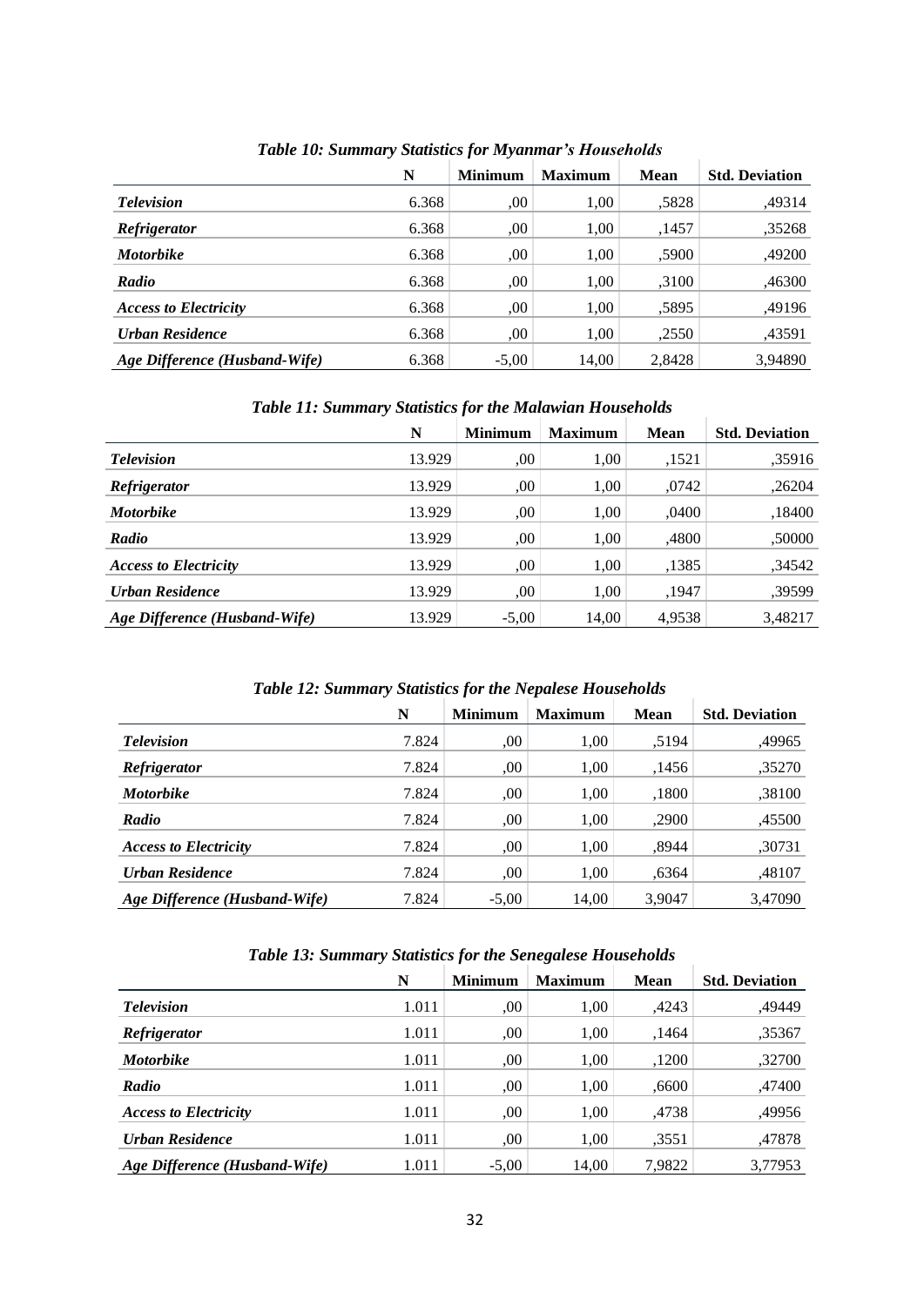*Table 10: Summary Statistics for Myanmar's Households*

| | N | Minimum | Maximum | Mean | Std. Deviation |
|---|---|---|---|---|---|
| ***Television*** | 6.368 | ,00 | 1,00 | ,5828 | ,49314 |
| ***Refrigerator*** | 6.368 | ,00 | 1,00 | ,1457 | ,35268 |
| ***Motorbike*** | 6.368 | ,00 | 1,00 | ,5900 | ,49200 |
| ***Radio*** | 6.368 | ,00 | 1,00 | ,3100 | ,46300 |
| ***Access to Electricity*** | 6.368 | ,00 | 1,00 | ,5895 | ,49196 |
| ***Urban Residence*** | 6.368 | ,00 | 1,00 | ,2550 | ,43591 |
| ***Age Difference (Husband-Wife)*** | 6.368 | -5,00 | 14,00 | 2,8428 | 3,94890 |

*Table 11: Summary Statistics for the Malawian Households*

| | N | Minimum | Maximum | Mean | Std. Deviation |
|---|---|---|---|---|---|
| ***Television*** | 13.929 | ,00 | 1,00 | ,1521 | ,35916 |
| ***Refrigerator*** | 13.929 | ,00 | 1,00 | ,0742 | ,26204 |
| ***Motorbike*** | 13.929 | ,00 | 1,00 | ,0400 | ,18400 |
| ***Radio*** | 13.929 | ,00 | 1,00 | ,4800 | ,50000 |
| ***Access to Electricity*** | 13.929 | ,00 | 1,00 | ,1385 | ,34542 |
| ***Urban Residence*** | 13.929 | ,00 | 1,00 | ,1947 | ,39599 |
| ***Age Difference (Husband-Wife)*** | 13.929 | -5,00 | 14,00 | 4,9538 | 3,48217 |

*Table 12: Summary Statistics for the Nepalese Households*

| | N | Minimum | Maximum | Mean | Std. Deviation |
|---|---|---|---|---|---|
| ***Television*** | 7.824 | ,00 | 1,00 | ,5194 | ,49965 |
| ***Refrigerator*** | 7.824 | ,00 | 1,00 | ,1456 | ,35270 |
| ***Motorbike*** | 7.824 | ,00 | 1,00 | ,1800 | ,38100 |
| ***Radio*** | 7.824 | ,00 | 1,00 | ,2900 | ,45500 |
| ***Access to Electricity*** | 7.824 | ,00 | 1,00 | ,8944 | ,30731 |
| ***Urban Residence*** | 7.824 | ,00 | 1,00 | ,6364 | ,48107 |
| ***Age Difference (Husband-Wife)*** | 7.824 | -5,00 | 14,00 | 3,9047 | 3,47090 |

*Table 13: Summary Statistics for the Senegalese Households*

| | N | Minimum | Maximum | Mean | Std. Deviation |
|---|---|---|---|---|---|
| ***Television*** | 1.011 | ,00 | 1,00 | ,4243 | ,49449 |
| ***Refrigerator*** | 1.011 | ,00 | 1,00 | ,1464 | ,35367 |
| ***Motorbike*** | 1.011 | ,00 | 1,00 | ,1200 | ,32700 |
| ***Radio*** | 1.011 | ,00 | 1,00 | ,6600 | ,47400 |
| ***Access to Electricity*** | 1.011 | ,00 | 1,00 | ,4738 | ,49956 |
| ***Urban Residence*** | 1.011 | ,00 | 1,00 | ,3551 | ,47878 |
| ***Age Difference (Husband-Wife)*** | 1.011 | -5,00 | 14,00 | 7,9822 | 3,77953 |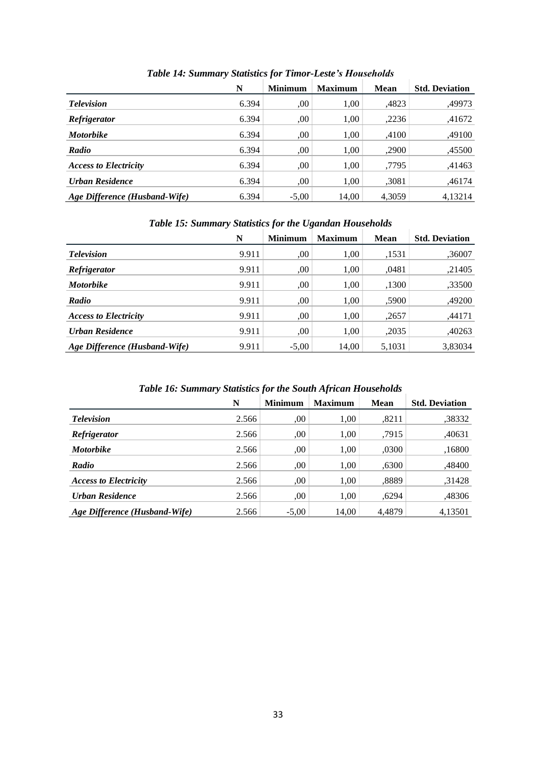*Table 14: Summary Statistics for Timor-Leste's Households*

| | N | Minimum | Maximum | Mean | Std. Deviation |
|---|---|---|---|---|---|
| ***Television*** | 6.394 | ,00 | 1,00 | ,4823 | ,49973 |
| ***Refrigerator*** | 6.394 | ,00 | 1,00 | ,2236 | ,41672 |
| ***Motorbike*** | 6.394 | ,00 | 1,00 | ,4100 | ,49100 |
| ***Radio*** | 6.394 | ,00 | 1,00 | ,2900 | ,45500 |
| ***Access to Electricity*** | 6.394 | ,00 | 1,00 | ,7795 | ,41463 |
| ***Urban Residence*** | 6.394 | ,00 | 1,00 | ,3081 | ,46174 |
| ***Age Difference (Husband-Wife)*** | 6.394 | -5,00 | 14,00 | 4,3059 | 4,13214 |

*Table 15: Summary Statistics for the Ugandan Households*

| | N | Minimum | Maximum | Mean | Std. Deviation |
|---|---|---|---|---|---|
| ***Television*** | 9.911 | ,00 | 1,00 | ,1531 | ,36007 |
| ***Refrigerator*** | 9.911 | ,00 | 1,00 | ,0481 | ,21405 |
| ***Motorbike*** | 9.911 | ,00 | 1,00 | ,1300 | ,33500 |
| ***Radio*** | 9.911 | ,00 | 1,00 | ,5900 | ,49200 |
| ***Access to Electricity*** | 9.911 | ,00 | 1,00 | ,2657 | ,44171 |
| ***Urban Residence*** | 9.911 | ,00 | 1,00 | ,2035 | ,40263 |
| ***Age Difference (Husband-Wife)*** | 9.911 | -5,00 | 14,00 | 5,1031 | 3,83034 |

*Table 16: Summary Statistics for the South African Households*

| | N | Minimum | Maximum | Mean | Std. Deviation |
|---|---|---|---|---|---|
| ***Television*** | 2.566 | ,00 | 1,00 | ,8211 | ,38332 |
| ***Refrigerator*** | 2.566 | ,00 | 1,00 | ,7915 | ,40631 |
| ***Motorbike*** | 2.566 | ,00 | 1,00 | ,0300 | ,16800 |
| ***Radio*** | 2.566 | ,00 | 1,00 | ,6300 | ,48400 |
| ***Access to Electricity*** | 2.566 | ,00 | 1,00 | ,8889 | ,31428 |
| ***Urban Residence*** | 2.566 | ,00 | 1,00 | ,6294 | ,48306 |
| ***Age Difference (Husband-Wife)*** | 2.566 | -5,00 | 14,00 | 4,4879 | 4,13501 |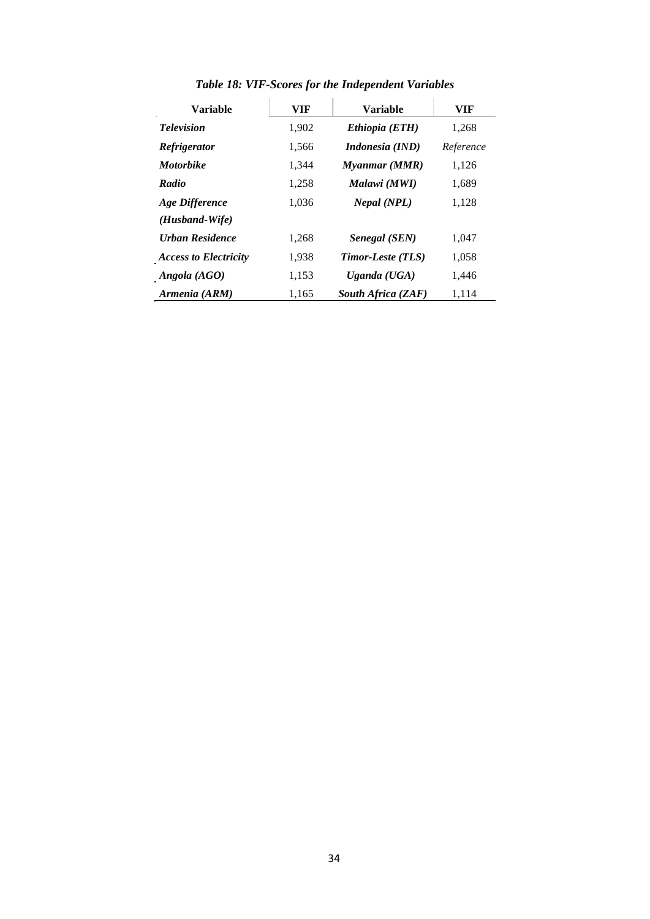*Table 18: VIF-Scores for the Independent Variables*

| Variable | VIF | Variable | VIF |
|---|---|---|---|
| ***Television*** | 1,902 | ***Ethiopia (ETH)*** | 1,268 |
| ***Refrigerator*** | 1,566 | ***Indonesia (IND)*** | *Reference* |
| ***Motorbike*** | 1,344 | ***Myanmar (MMR)*** | 1,126 |
| ***Radio*** | 1,258 | ***Malawi (MWI)*** | 1,689 |
| ***Age Difference (Husband-Wife)*** | 1,036 | ***Nepal (NPL)*** | 1,128 |
| ***Urban Residence*** | 1,268 | ***Senegal (SEN)*** | 1,047 |
| ***Access to Electricity*** | 1,938 | ***Timor-Leste (TLS)*** | 1,058 |
| ***Angola (AGO)*** | 1,153 | ***Uganda (UGA)*** | 1,446 |
| ***Armenia (ARM)*** | 1,165 | ***South Africa (ZAF)*** | 1,114 |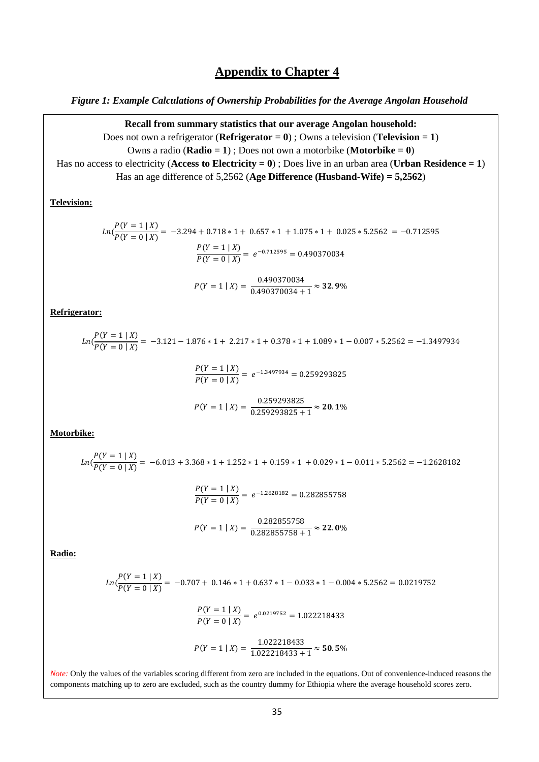## Appendix to Chapter 4

*Figure 1: Example Calculations of Ownership Probabilities for the Average Angolan Household*

**Recall from summary statistics that our average Angolan household:**

Does not own a refrigerator (**Refrigerator = 0**) ; Owns a television (**Television = 1**)

Owns a radio (**Radio = 1**) ; Does not own a motorbike (**Motorbike = 0**)

Has no access to electricity (**Access to Electricity = 0**) ; Does live in an urban area (**Urban Residence = 1**)

Has an age difference of 5,2562 (**Age Difference (Husband-Wife) = 5,2562**)

**Television:**

$$Ln(\frac{P(Y=1\mid X)}{P(Y=0\mid X)} = -3.294 + 0.718*1 + 0.657*1 + 1.075*1 + 0.025*5.2562 = -0.712595$$

$$\frac{P(Y=1\mid X)}{P(Y=0\mid X)} = e^{-0.712595} = 0.490370034$$

$$P(Y=1\mid X) = \frac{0.490370034}{0.490370034+1} \approx \mathbf{32.9}\%$$

**Refrigerator:**

$$Ln(\frac{P(Y=1\mid X)}{P(Y=0\mid X)} = -3.121 - 1.876*1 + 2.217*1 + 0.378*1 + 1.089*1 - 0.007*5.2562 = -1.3497934$$

$$\frac{P(Y=1\mid X)}{P(Y=0\mid X)} = e^{-1.3497934} = 0.259293825$$

$$P(Y=1\mid X) = \frac{0.259293825}{0.259293825+1} \approx \mathbf{20.1}\%$$

**Motorbike:**

$$Ln(\frac{P(Y=1\mid X)}{P(Y=0\mid X)} = -6.013 + 3.368*1 + 1.252*1 + 0.159*1 + 0.029*1 - 0.011*5.2562 = -1.2628182$$

$$\frac{P(Y=1\mid X)}{P(Y=0\mid X)} = e^{-1.2628182} = 0.282855758$$

$$P(Y=1\mid X) = \frac{0.282855758}{0.282855758+1} \approx \mathbf{22.0}\%$$

**Radio:**

$$Ln(\frac{P(Y=1\mid X)}{P(Y=0\mid X)} = -0.707 + 0.146*1 + 0.637*1 - 0.033*1 - 0.004*5.2562 = 0.0219752$$

$$\frac{P(Y=1\mid X)}{P(Y=0\mid X)} = e^{0.0219752} = 1.022218433$$

$$P(Y=1\mid X) = \frac{1.022218433}{1.022218433+1} \approx \mathbf{50.5}\%$$

*Note:* Only the values of the variables scoring different from zero are included in the equations. Out of convenience-induced reasons the components matching up to zero are excluded, such as the country dummy for Ethiopia where the average household scores zero.